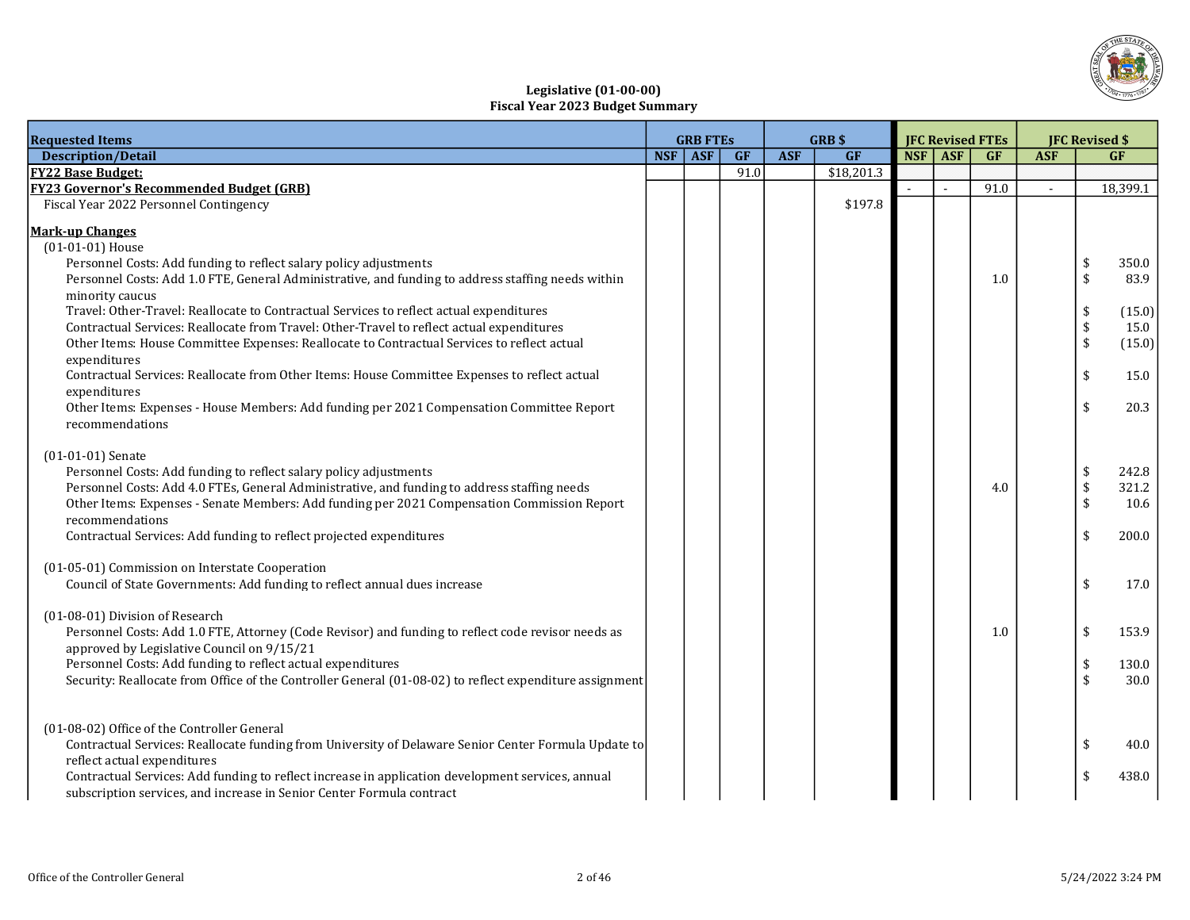# Legislative (01-00-00)
## Fiscal Year 2023 Budget Summary

| Requested Items | GRB FTEs | | | GRB $ | | JFC Revised FTEs | | | JFC Revised $ | |
|---|---|---|---|---|---|---|---|---|---|---|
| **Description/Detail** | **NSF** | **ASF** | **GF** | **ASF** | **GF** | **NSF** | **ASF** | **GF** | **ASF** | **GF** |
| **FY22 Base Budget:** | | | 91.0 | | $18,201.3 | | | | | |
| **FY23 Governor's Recommended Budget (GRB)** | | | | | | - | - | 91.0 | - | 18,399.1 |
| Fiscal Year 2022 Personnel Contingency | | | | | $197.8 | | | | | |
| **Mark-up Changes** | | | | | | | | | | |
| (01-01-01) House | | | | | | | | | | |
| Personnel Costs: Add funding to reflect salary policy adjustments | | | | | | | | | | $ 350.0 |
| Personnel Costs: Add 1.0 FTE, General Administrative, and funding to address staffing needs within minority caucus | | | | | | | | 1.0 | | $ 83.9 |
| Travel: Other-Travel: Reallocate to Contractual Services to reflect actual expenditures | | | | | | | | | | $ (15.0) |
| Contractual Services: Reallocate from Travel: Other-Travel to reflect actual expenditures | | | | | | | | | | $ 15.0 |
| Other Items: House Committee Expenses: Reallocate to Contractual Services to reflect actual expenditures | | | | | | | | | | $ (15.0) |
| Contractual Services: Reallocate from Other Items: House Committee Expenses to reflect actual expenditures | | | | | | | | | | $ 15.0 |
| Other Items: Expenses - House Members: Add funding per 2021 Compensation Committee Report recommendations | | | | | | | | | | $ 20.3 |
| (01-01-01) Senate | | | | | | | | | | |
| Personnel Costs: Add funding to reflect salary policy adjustments | | | | | | | | | | $ 242.8 |
| Personnel Costs: Add 4.0 FTEs, General Administrative, and funding to address staffing needs | | | | | | | | 4.0 | | $ 321.2 |
| Other Items: Expenses - Senate Members: Add funding per 2021 Compensation Commission Report recommendations | | | | | | | | | | $ 10.6 |
| Contractual Services: Add funding to reflect projected expenditures | | | | | | | | | | $ 200.0 |
| (01-05-01) Commission on Interstate Cooperation | | | | | | | | | | |
| Council of State Governments: Add funding to reflect annual dues increase | | | | | | | | | | $ 17.0 |
| (01-08-01) Division of Research | | | | | | | | | | |
| Personnel Costs: Add 1.0 FTE, Attorney (Code Revisor) and funding to reflect code revisor needs as approved by Legislative Council on 9/15/21 | | | | | | | | 1.0 | | $ 153.9 |
| Personnel Costs: Add funding to reflect actual expenditures | | | | | | | | | | $ 130.0 |
| Security: Reallocate from Office of the Controller General (01-08-02) to reflect expenditure assignment | | | | | | | | | | $ 30.0 |
| (01-08-02) Office of the Controller General | | | | | | | | | | |
| Contractual Services: Reallocate funding from University of Delaware Senior Center Formula Update to reflect actual expenditures | | | | | | | | | | $ 40.0 |
| Contractual Services: Add funding to reflect increase in application development services, annual subscription services, and increase in Senior Center Formula contract | | | | | | | | | | $ 438.0 |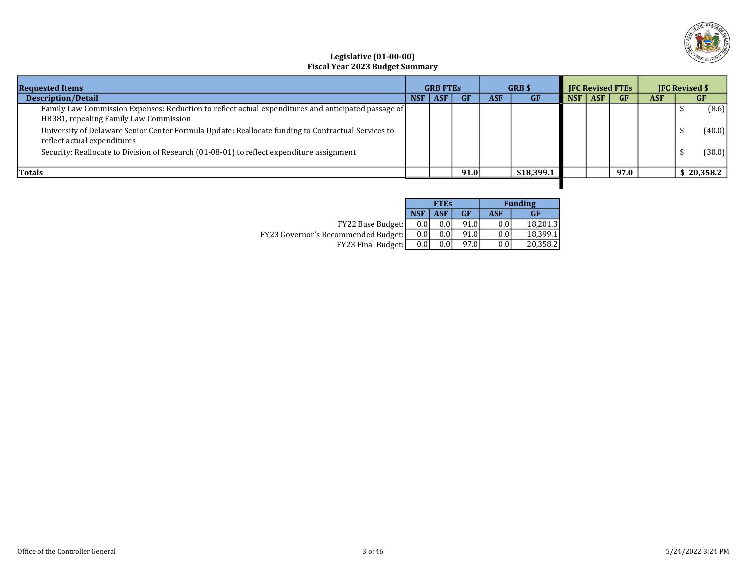**Legislative (01-00-00)**
**Fiscal Year 2023 Budget Summary**

| Requested Items | GRB FTEs | | | GRB $ | | JFC Revised FTEs | | | JFC Revised $ | |
|---|---|---|---|---|---|---|---|---|---|---|
| Description/Detail | NSF | ASF | GF | ASF | GF | NSF | ASF | GF | ASF | GF |
| Family Law Commission Expenses: Reduction to reflect actual expenditures and anticipated passage of HB381, repealing Family Law Commission | | | | | | | | | | $ (8.6) |
| University of Delaware Senior Center Formula Update: Reallocate funding to Contractual Services to reflect actual expenditures | | | | | | | | | | $ (40.0) |
| Security: Reallocate to Division of Research (01-08-01) to reflect expenditure assignment | | | | | | | | | | $ (30.0) |
| **Totals** | | | **91.0** | | **$18,399.1** | | | **97.0** | | **$ 20,358.2** |

| | FTEs | | | Funding | |
|---|---|---|---|---|---|
| | NSF | ASF | GF | ASF | GF |
| FY22 Base Budget: | 0.0 | 0.0 | 91.0 | 0.0 | 18,201.3 |
| FY23 Governor's Recommended Budget: | 0.0 | 0.0 | 91.0 | 0.0 | 18,399.1 |
| FY23 Final Budget: | 0.0 | 0.0 | 97.0 | 0.0 | 20,358.2 |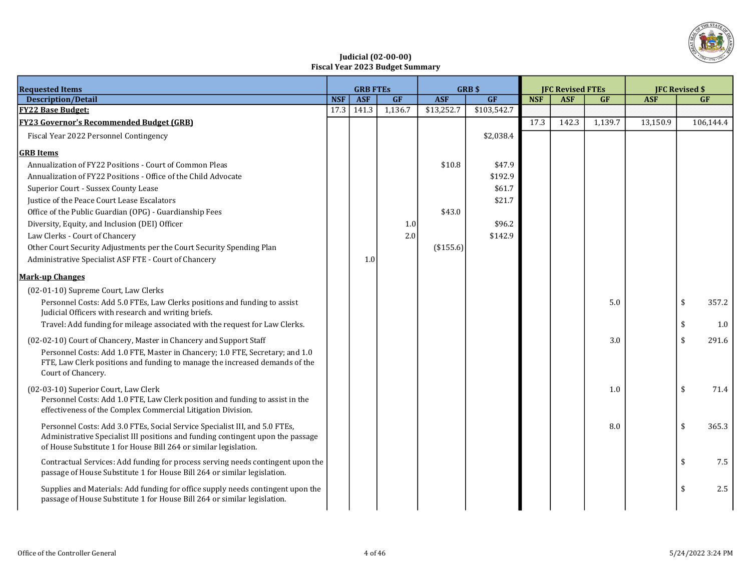# Judicial (02-00-00)
## Fiscal Year 2023 Budget Summary

| Requested Items | GRB FTEs | | | GRB $ | | JFC Revised FTEs | | | JFC Revised $ | |
|---|---|---|---|---|---|---|---|---|---|---|
| Description/Detail | NSF | ASF | GF | ASF | GF | NSF | ASF | GF | ASF | GF |
| **FY22 Base Budget:** | 17.3 | 141.3 | 1,136.7 | $13,252.7 | $103,542.7 | | | | | |
| **FY23 Governor's Recommended Budget (GRB)** | | | | | | 17.3 | 142.3 | 1,139.7 | 13,150.9 | 106,144.4 |
| Fiscal Year 2022 Personnel Contingency | | | | | $2,038.4 | | | | | |
| **GRB Items** | | | | | | | | | | |
| Annualization of FY22 Positions - Court of Common Pleas | | | | $10.8 | $47.9 | | | | | |
| Annualization of FY22 Positions - Office of the Child Advocate | | | | | $192.9 | | | | | |
| Superior Court - Sussex County Lease | | | | | $61.7 | | | | | |
| Justice of the Peace Court Lease Escalators | | | | | $21.7 | | | | | |
| Office of the Public Guardian (OPG) - Guardianship Fees | | | | $43.0 | | | | | | |
| Diversity, Equity, and Inclusion (DEI) Officer | | | 1.0 | | $96.2 | | | | | |
| Law Clerks - Court of Chancery | | | 2.0 | | $142.9 | | | | | |
| Other Court Security Adjustments per the Court Security Spending Plan | | | | ($155.6) | | | | | | |
| Administrative Specialist ASF FTE - Court of Chancery | | 1.0 | | | | | | | | |
| **Mark-up Changes** | | | | | | | | | | |
| (02-01-10) Supreme Court, Law Clerks | | | | | | | | | | |
| Personnel Costs: Add 5.0 FTEs, Law Clerks positions and funding to assist Judicial Officers with research and writing briefs. | | | | | | | | 5.0 | | $ 357.2 |
| Travel: Add funding for mileage associated with the request for Law Clerks. | | | | | | | | | | $ 1.0 |
| (02-02-10) Court of Chancery, Master in Chancery and Support Staff | | | | | | | | 3.0 | | $ 291.6 |
| Personnel Costs: Add 1.0 FTE, Master in Chancery; 1.0 FTE, Secretary; and 1.0 FTE, Law Clerk positions and funding to manage the increased demands of the Court of Chancery. | | | | | | | | | | |
| (02-03-10) Superior Court, Law Clerk<br>Personnel Costs: Add 1.0 FTE, Law Clerk position and funding to assist in the effectiveness of the Complex Commercial Litigation Division. | | | | | | | | 1.0 | | $ 71.4 |
| Personnel Costs: Add 3.0 FTEs, Social Service Specialist III, and 5.0 FTEs, Administrative Specialist III positions and funding contingent upon the passage of House Substitute 1 for House Bill 264 or similar legislation. | | | | | | | | 8.0 | | $ 365.3 |
| Contractual Services: Add funding for process serving needs contingent upon the passage of House Substitute 1 for House Bill 264 or similar legislation. | | | | | | | | | | $ 7.5 |
| Supplies and Materials: Add funding for office supply needs contingent upon the passage of House Substitute 1 for House Bill 264 or similar legislation. | | | | | | | | | | $ 2.5 |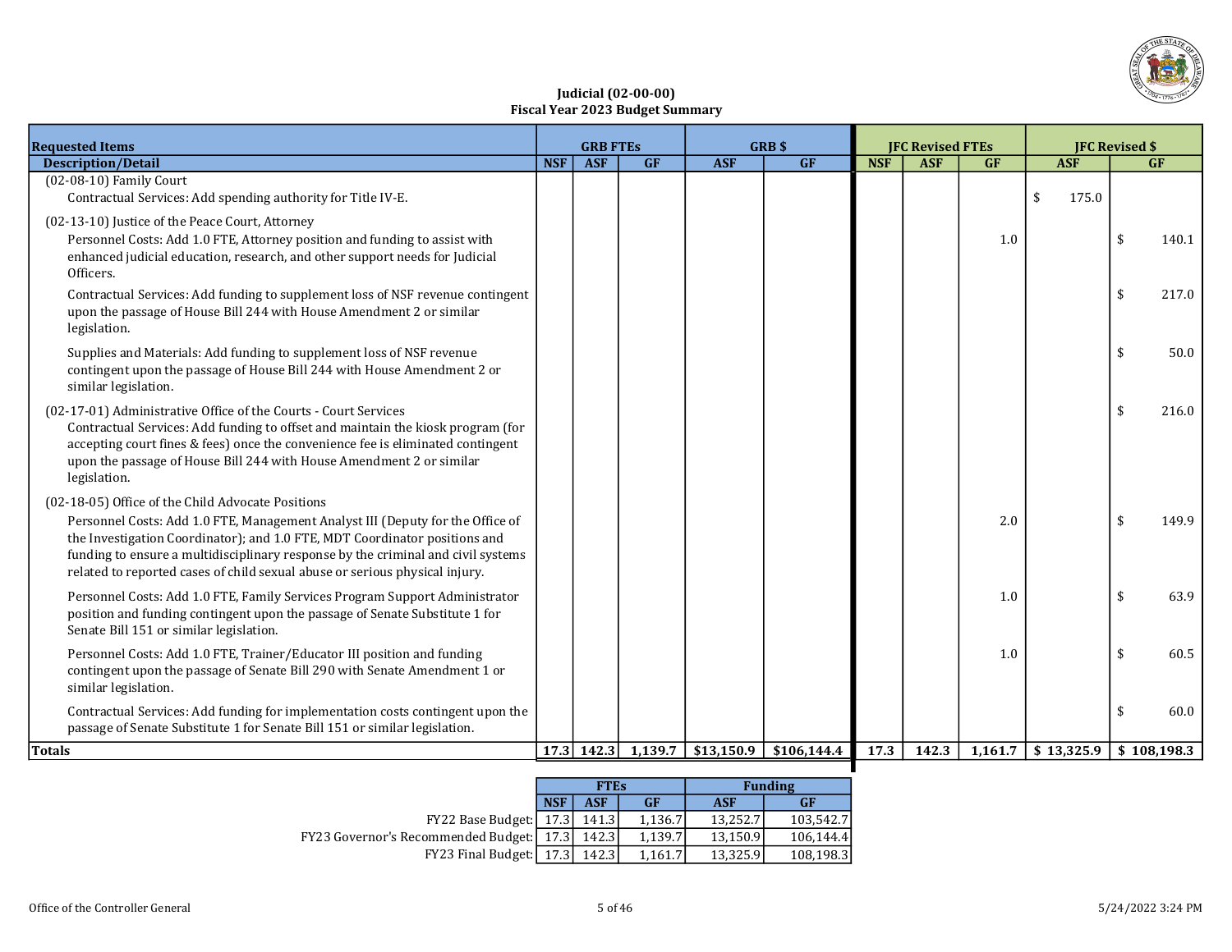# Judicial (02-00-00)
## Fiscal Year 2023 Budget Summary

| Requested Items | GRB FTEs | | | GRB $ | | JFC Revised FTEs | | | JFC Revised $ | |
|---|---|---|---|---|---|---|---|---|---|---|
| **Description/Detail** | **NSF** | **ASF** | **GF** | **ASF** | **GF** | **NSF** | **ASF** | **GF** | **ASF** | **GF** |
| (02-08-10) Family Court | | | | | | | | | | |
| Contractual Services: Add spending authority for Title IV-E. | | | | | | | | | $ 175.0 | |
| (02-13-10) Justice of the Peace Court, Attorney | | | | | | | | | | |
| Personnel Costs: Add 1.0 FTE, Attorney position and funding to assist with enhanced judicial education, research, and other support needs for Judicial Officers. | | | | | | | | 1.0 | | $ 140.1 |
| Contractual Services: Add funding to supplement loss of NSF revenue contingent upon the passage of House Bill 244 with House Amendment 2 or similar legislation. | | | | | | | | | | $ 217.0 |
| Supplies and Materials: Add funding to supplement loss of NSF revenue contingent upon the passage of House Bill 244 with House Amendment 2 or similar legislation. | | | | | | | | | | $ 50.0 |
| (02-17-01) Administrative Office of the Courts - Court Services | | | | | | | | | | |
| Contractual Services: Add funding to offset and maintain the kiosk program (for accepting court fines & fees) once the convenience fee is eliminated contingent upon the passage of House Bill 244 with House Amendment 2 or similar legislation. | | | | | | | | | | $ 216.0 |
| (02-18-05) Office of the Child Advocate Positions | | | | | | | | | | |
| Personnel Costs: Add 1.0 FTE, Management Analyst III (Deputy for the Office of the Investigation Coordinator); and 1.0 FTE, MDT Coordinator positions and funding to ensure a multidisciplinary response by the criminal and civil systems related to reported cases of child sexual abuse or serious physical injury. | | | | | | | | 2.0 | | $ 149.9 |
| Personnel Costs: Add 1.0 FTE, Family Services Program Support Administrator position and funding contingent upon the passage of Senate Substitute 1 for Senate Bill 151 or similar legislation. | | | | | | | | 1.0 | | $ 63.9 |
| Personnel Costs: Add 1.0 FTE, Trainer/Educator III position and funding contingent upon the passage of Senate Bill 290 with Senate Amendment 1 or similar legislation. | | | | | | | | 1.0 | | $ 60.5 |
| Contractual Services: Add funding for implementation costs contingent upon the passage of Senate Substitute 1 for Senate Bill 151 or similar legislation. | | | | | | | | | | $ 60.0 |
| **Totals** | **17.3** | **142.3** | **1,139.7** | **$13,150.9** | **$106,144.4** | **17.3** | **142.3** | **1,161.7** | **$ 13,325.9** | **$ 108,198.3** |

| | FTEs | | | Funding | |
|---|---|---|---|---|---|
| | **NSF** | **ASF** | **GF** | **ASF** | **GF** |
| FY22 Base Budget: | 17.3 | 141.3 | 1,136.7 | 13,252.7 | 103,542.7 |
| FY23 Governor's Recommended Budget: | 17.3 | 142.3 | 1,139.7 | 13,150.9 | 106,144.4 |
| FY23 Final Budget: | 17.3 | 142.3 | 1,161.7 | 13,325.9 | 108,198.3 |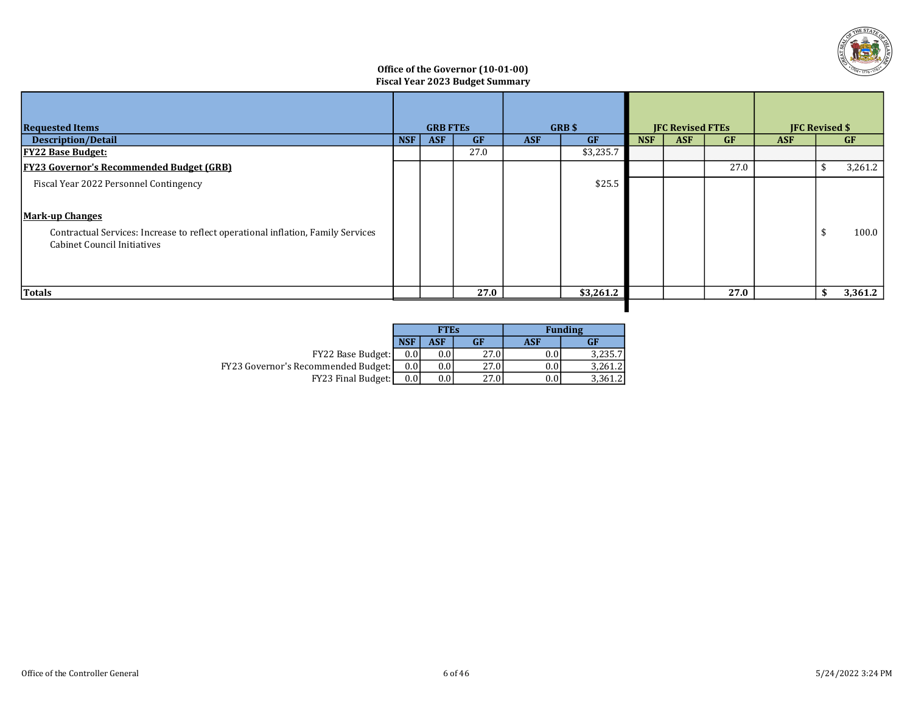**Office of the Governor (10-01-00)**
**Fiscal Year 2023 Budget Summary**

| Requested Items | GRB FTEs | | | GRB $ | | JFC Revised FTEs | | | JFC Revised $ | |
|---|---|---|---|---|---|---|---|---|---|---|
| **Description/Detail** | **NSF** | **ASF** | **GF** | **ASF** | **GF** | **NSF** | **ASF** | **GF** | **ASF** | **GF** |
| **FY22 Base Budget:** | | | 27.0 | | $3,235.7 | | | | | |
| **FY23 Governor's Recommended Budget (GRB)** | | | | | | | | 27.0 | | $ 3,261.2 |
| Fiscal Year 2022 Personnel Contingency | | | | | $25.5 | | | | | |
| **Mark-up Changes** | | | | | | | | | | |
| Contractual Services: Increase to reflect operational inflation, Family Services Cabinet Council Initiatives | | | | | | | | | | $ 100.0 |
| **Totals** | | | **27.0** | | **$3,261.2** | | | **27.0** | | **$ 3,361.2** |

| | FTEs | | | Funding | |
|---|---|---|---|---|---|
| | **NSF** | **ASF** | **GF** | **ASF** | **GF** |
| FY22 Base Budget: | 0.0 | 0.0 | 27.0 | 0.0 | 3,235.7 |
| FY23 Governor's Recommended Budget: | 0.0 | 0.0 | 27.0 | 0.0 | 3,261.2 |
| FY23 Final Budget: | 0.0 | 0.0 | 27.0 | 0.0 | 3,361.2 |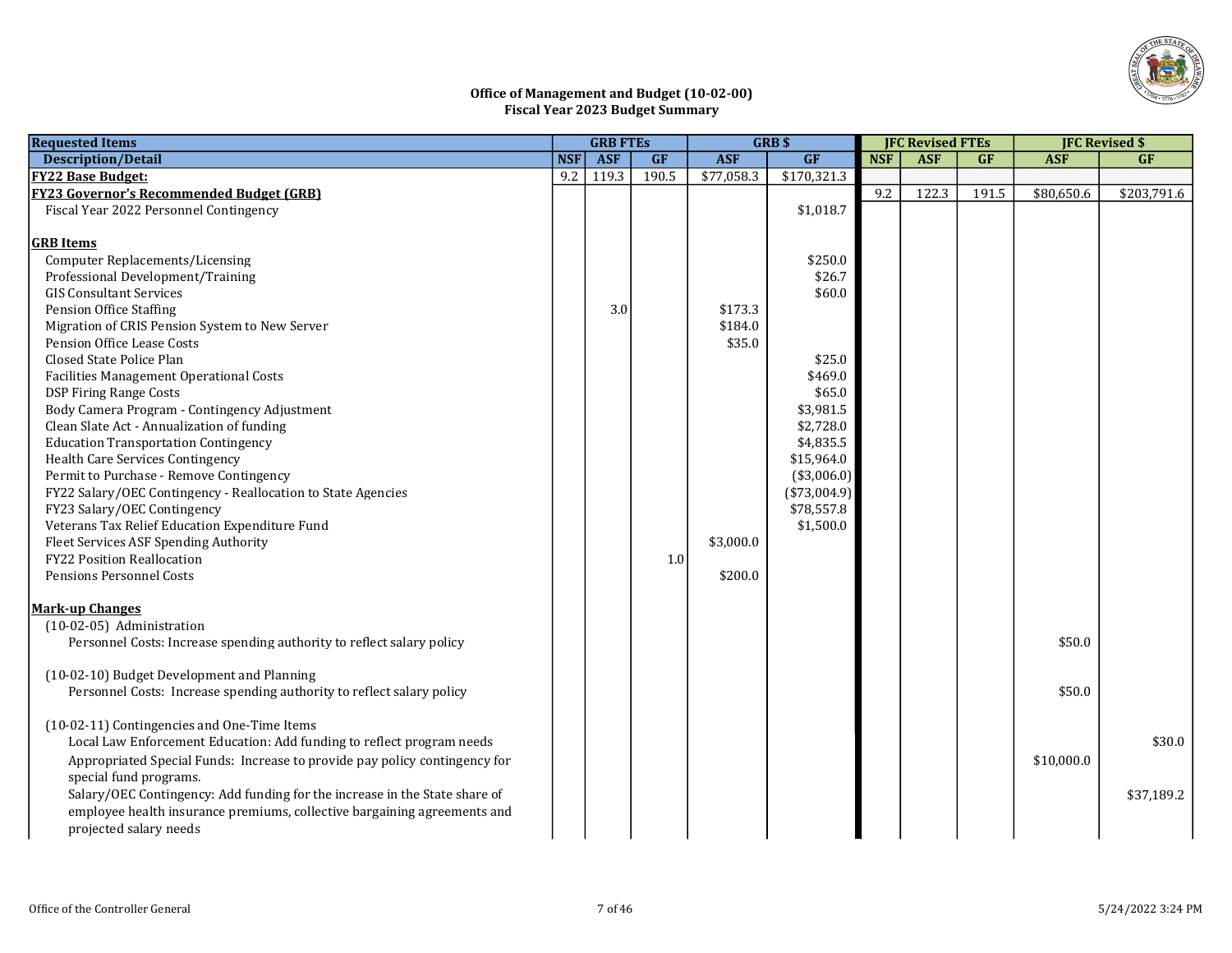# Office of Management and Budget (10-02-00)
## Fiscal Year 2023 Budget Summary

| Requested Items | GRB FTEs | | | GRB $ | | JFC Revised FTEs | | | JFC Revised $ | |
|---|---|---|---|---|---|---|---|---|---|---|
| Description/Detail | NSF | ASF | GF | ASF | GF | NSF | ASF | GF | ASF | GF |
| **FY22 Base Budget:** | 9.2 | 119.3 | 190.5 | $77,058.3 | $170,321.3 | | | | | |
| **FY23 Governor's Recommended Budget (GRB)** | | | | | | 9.2 | 122.3 | 191.5 | $80,650.6 | $203,791.6 |
| Fiscal Year 2022 Personnel Contingency | | | | | $1,018.7 | | | | | |
| **GRB Items** | | | | | | | | | | |
| Computer Replacements/Licensing | | | | | $250.0 | | | | | |
| Professional Development/Training | | | | | $26.7 | | | | | |
| GIS Consultant Services | | | | | $60.0 | | | | | |
| Pension Office Staffing | | 3.0 | | $173.3 | | | | | | |
| Migration of CRIS Pension System to New Server | | | | $184.0 | | | | | | |
| Pension Office Lease Costs | | | | $35.0 | | | | | | |
| Closed State Police Plan | | | | | $25.0 | | | | | |
| Facilities Management Operational Costs | | | | | $469.0 | | | | | |
| DSP Firing Range Costs | | | | | $65.0 | | | | | |
| Body Camera Program - Contingency Adjustment | | | | | $3,981.5 | | | | | |
| Clean Slate Act - Annualization of funding | | | | | $2,728.0 | | | | | |
| Education Transportation Contingency | | | | | $4,835.5 | | | | | |
| Health Care Services Contingency | | | | | $15,964.0 | | | | | |
| Permit to Purchase - Remove Contingency | | | | | ($3,006.0) | | | | | |
| FY22 Salary/OEC Contingency - Reallocation to State Agencies | | | | | ($73,004.9) | | | | | |
| FY23 Salary/OEC Contingency | | | | | $78,557.8 | | | | | |
| Veterans Tax Relief Education Expenditure Fund | | | | | $1,500.0 | | | | | |
| Fleet Services ASF Spending Authority | | | | $3,000.0 | | | | | | |
| FY22 Position Reallocation | | | 1.0 | | | | | | | |
| Pensions Personnel Costs | | | | $200.0 | | | | | | |
| **Mark-up Changes** | | | | | | | | | | |
| (10-02-05) Administration | | | | | | | | | | |
| Personnel Costs: Increase spending authority to reflect salary policy | | | | | | | | | $50.0 | |
| (10-02-10) Budget Development and Planning | | | | | | | | | | |
| Personnel Costs: Increase spending authority to reflect salary policy | | | | | | | | | $50.0 | |
| (10-02-11) Contingencies and One-Time Items | | | | | | | | | | |
| Local Law Enforcement Education: Add funding to reflect program needs | | | | | | | | | | $30.0 |
| Appropriated Special Funds: Increase to provide pay policy contingency for special fund programs. | | | | | | | | | $10,000.0 | |
| Salary/OEC Contingency: Add funding for the increase in the State share of employee health insurance premiums, collective bargaining agreements and projected salary needs | | | | | | | | | | $37,189.2 |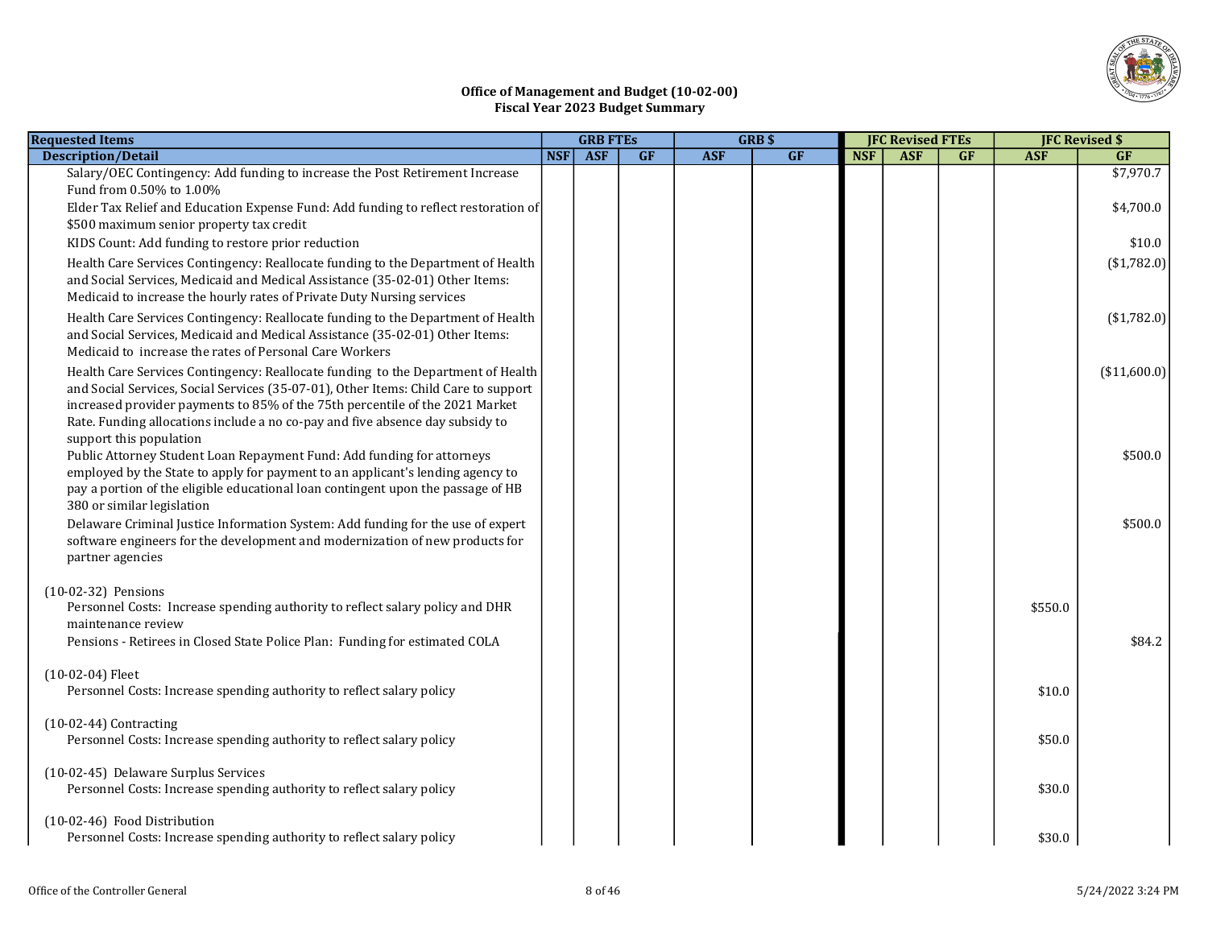# Office of Management and Budget (10-02-00)
## Fiscal Year 2023 Budget Summary

| Requested Items | GRB FTEs | | | GRB $ | | JFC Revised FTEs | | | JFC Revised $ | |
|---|---|---|---|---|---|---|---|---|---|---|
| Description/Detail | NSF | ASF | GF | ASF | GF | NSF | ASF | GF | ASF | GF |
| Salary/OEC Contingency: Add funding to increase the Post Retirement Increase Fund from 0.50% to 1.00% | | | | | | | | | | $7,970.7 |
| Elder Tax Relief and Education Expense Fund: Add funding to reflect restoration of $500 maximum senior property tax credit | | | | | | | | | | $4,700.0 |
| KIDS Count: Add funding to restore prior reduction | | | | | | | | | | $10.0 |
| Health Care Services Contingency: Reallocate funding to the Department of Health and Social Services, Medicaid and Medical Assistance (35-02-01) Other Items: Medicaid to increase the hourly rates of Private Duty Nursing services | | | | | | | | | | ($1,782.0) |
| Health Care Services Contingency: Reallocate funding to the Department of Health and Social Services, Medicaid and Medical Assistance (35-02-01) Other Items: Medicaid to increase the rates of Personal Care Workers | | | | | | | | | | ($1,782.0) |
| Health Care Services Contingency: Reallocate funding to the Department of Health and Social Services, Social Services (35-07-01), Other Items: Child Care to support increased provider payments to 85% of the 75th percentile of the 2021 Market Rate. Funding allocations include a no co-pay and five absence day subsidy to support this population | | | | | | | | | | ($11,600.0) |
| Public Attorney Student Loan Repayment Fund: Add funding for attorneys employed by the State to apply for payment to an applicant's lending agency to pay a portion of the eligible educational loan contingent upon the passage of HB 380 or similar legislation | | | | | | | | | | $500.0 |
| Delaware Criminal Justice Information System: Add funding for the use of expert software engineers for the development and modernization of new products for partner agencies | | | | | | | | | | $500.0 |
| (10-02-32) Pensions | | | | | | | | | | |
| Personnel Costs: Increase spending authority to reflect salary policy and DHR maintenance review | | | | | | | | | $550.0 | |
| Pensions - Retirees in Closed State Police Plan: Funding for estimated COLA | | | | | | | | | | $84.2 |
| (10-02-04) Fleet | | | | | | | | | | |
| Personnel Costs: Increase spending authority to reflect salary policy | | | | | | | | | $10.0 | |
| (10-02-44) Contracting | | | | | | | | | | |
| Personnel Costs: Increase spending authority to reflect salary policy | | | | | | | | | $50.0 | |
| (10-02-45) Delaware Surplus Services | | | | | | | | | | |
| Personnel Costs: Increase spending authority to reflect salary policy | | | | | | | | | $30.0 | |
| (10-02-46) Food Distribution | | | | | | | | | | |
| Personnel Costs: Increase spending authority to reflect salary policy | | | | | | | | | $30.0 | |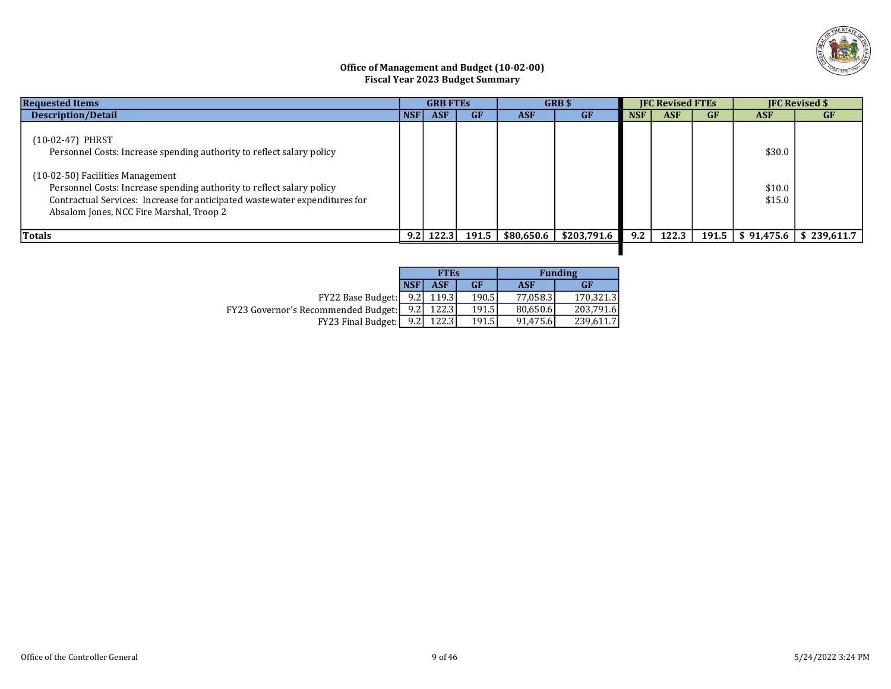## Office of Management and Budget (10-02-00)
## Fiscal Year 2023 Budget Summary

| Requested Items | GRB FTEs | | | GRB $ | | JFC Revised FTEs | | | JFC Revised $ | |
|---|---|---|---|---|---|---|---|---|---|---|
| Description/Detail | NSF | ASF | GF | ASF | GF | NSF | ASF | GF | ASF | GF |
| (10-02-47) PHRST | | | | | | | | | | |
| Personnel Costs: Increase spending authority to reflect salary policy | | | | | | | | | $30.0 | |
| (10-02-50) Facilities Management | | | | | | | | | | |
| Personnel Costs: Increase spending authority to reflect salary policy | | | | | | | | | $10.0 | |
| Contractual Services: Increase for anticipated wastewater expenditures for Absalom Jones, NCC Fire Marshal, Troop 2 | | | | | | | | | $15.0 | |
| **Totals** | **9.2** | **122.3** | **191.5** | **$80,650.6** | **$203,791.6** | **9.2** | **122.3** | **191.5** | **$ 91,475.6** | **$ 239,611.7** |

| | FTEs | | | Funding | |
|---|---|---|---|---|---|
| | NSF | ASF | GF | ASF | GF |
| FY22 Base Budget: | 9.2 | 119.3 | 190.5 | 77,058.3 | 170,321.3 |
| FY23 Governor's Recommended Budget: | 9.2 | 122.3 | 191.5 | 80,650.6 | 203,791.6 |
| FY23 Final Budget: | 9.2 | 122.3 | 191.5 | 91,475.6 | 239,611.7 |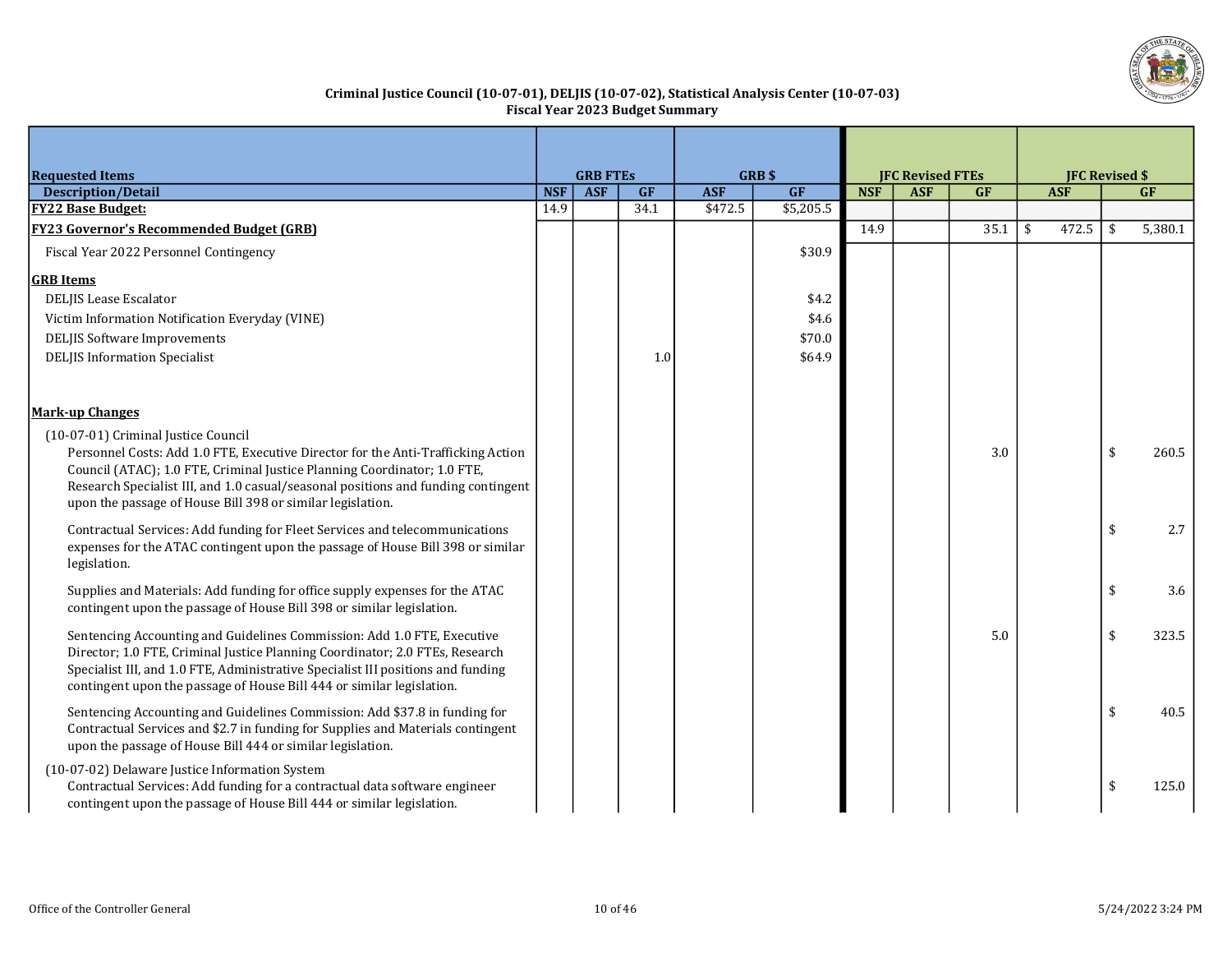**Criminal Justice Council (10-07-01), DELJIS (10-07-02), Statistical Analysis Center (10-07-03)**
**Fiscal Year 2023 Budget Summary**

| Requested Items | GRB FTEs | | | GRB $ | | JFC Revised FTEs | | | JFC Revised $ | |
|---|---|---|---|---|---|---|---|---|---|---|
| Description/Detail | NSF | ASF | GF | ASF | GF | NSF | ASF | GF | ASF | GF |
| **FY22 Base Budget:** | 14.9 | | 34.1 | $472.5 | $5,205.5 | | | | | |
| **FY23 Governor's Recommended Budget (GRB)** | | | | | | 14.9 | | 35.1 | $ 472.5 | $ 5,380.1 |
| Fiscal Year 2022 Personnel Contingency | | | | | $30.9 | | | | | |
| **GRB Items** | | | | | | | | | | |
| DELJIS Lease Escalator | | | | | $4.2 | | | | | |
| Victim Information Notification Everyday (VINE) | | | | | $4.6 | | | | | |
| DELJIS Software Improvements | | | | | $70.0 | | | | | |
| DELJIS Information Specialist | | | 1.0 | | $64.9 | | | | | |
| **Mark-up Changes** | | | | | | | | | | |
| (10-07-01) Criminal Justice Council | | | | | | | | | | |
| Personnel Costs: Add 1.0 FTE, Executive Director for the Anti-Trafficking Action Council (ATAC); 1.0 FTE, Criminal Justice Planning Coordinator; 1.0 FTE, Research Specialist III, and 1.0 casual/seasonal positions and funding contingent upon the passage of House Bill 398 or similar legislation. | | | | | | | | 3.0 | | $ 260.5 |
| Contractual Services: Add funding for Fleet Services and telecommunications expenses for the ATAC contingent upon the passage of House Bill 398 or similar legislation. | | | | | | | | | | $ 2.7 |
| Supplies and Materials: Add funding for office supply expenses for the ATAC contingent upon the passage of House Bill 398 or similar legislation. | | | | | | | | | | $ 3.6 |
| Sentencing Accounting and Guidelines Commission: Add 1.0 FTE, Executive Director; 1.0 FTE, Criminal Justice Planning Coordinator; 2.0 FTEs, Research Specialist III, and 1.0 FTE, Administrative Specialist III positions and funding contingent upon the passage of House Bill 444 or similar legislation. | | | | | | | | 5.0 | | $ 323.5 |
| Sentencing Accounting and Guidelines Commission: Add $37.8 in funding for Contractual Services and $2.7 in funding for Supplies and Materials contingent upon the passage of House Bill 444 or similar legislation. | | | | | | | | | | $ 40.5 |
| (10-07-02) Delaware Justice Information System | | | | | | | | | | |
| Contractual Services: Add funding for a contractual data software engineer contingent upon the passage of House Bill 444 or similar legislation. | | | | | | | | | | $ 125.0 |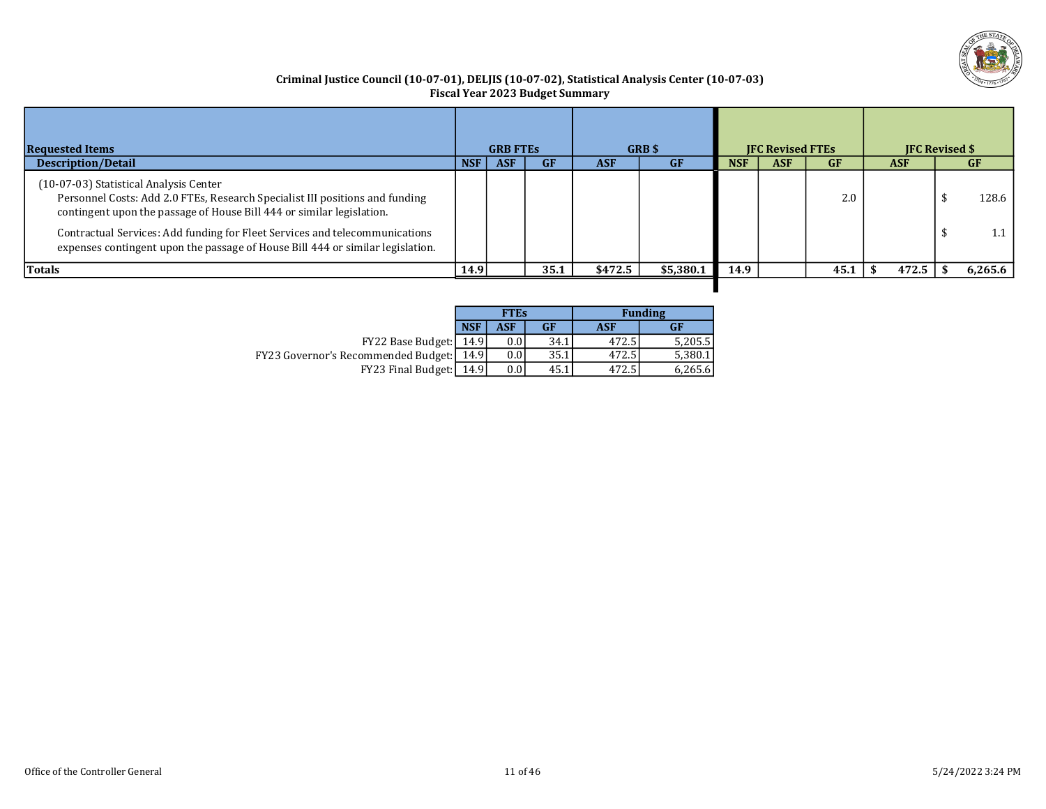**Criminal Justice Council (10-07-01), DELJIS (10-07-02), Statistical Analysis Center (10-07-03)**
**Fiscal Year 2023 Budget Summary**

| Requested Items | GRB FTEs | | | GRB $ | | JFC Revised FTEs | | | JFC Revised $ | |
|---|---|---|---|---|---|---|---|---|---|---|
| **Description/Detail** | **NSF** | **ASF** | **GF** | **ASF** | **GF** | **NSF** | **ASF** | **GF** | **ASF** | **GF** |
| (10-07-03) Statistical Analysis Center<br>Personnel Costs: Add 2.0 FTEs, Research Specialist III positions and funding contingent upon the passage of House Bill 444 or similar legislation. | | | | | | | | 2.0 | | $ 128.6 |
| Contractual Services: Add funding for Fleet Services and telecommunications expenses contingent upon the passage of House Bill 444 or similar legislation. | | | | | | | | | | $ 1.1 |
| **Totals** | **14.9** | | **35.1** | **$472.5** | **$5,380.1** | **14.9** | | **45.1** | **$ 472.5** | **$ 6,265.6** |

| | FTEs | | | Funding | |
|---|---|---|---|---|---|
| | **NSF** | **ASF** | **GF** | **ASF** | **GF** |
| FY22 Base Budget: | 14.9 | 0.0 | 34.1 | 472.5 | 5,205.5 |
| FY23 Governor's Recommended Budget: | 14.9 | 0.0 | 35.1 | 472.5 | 5,380.1 |
| FY23 Final Budget: | 14.9 | 0.0 | 45.1 | 472.5 | 6,265.6 |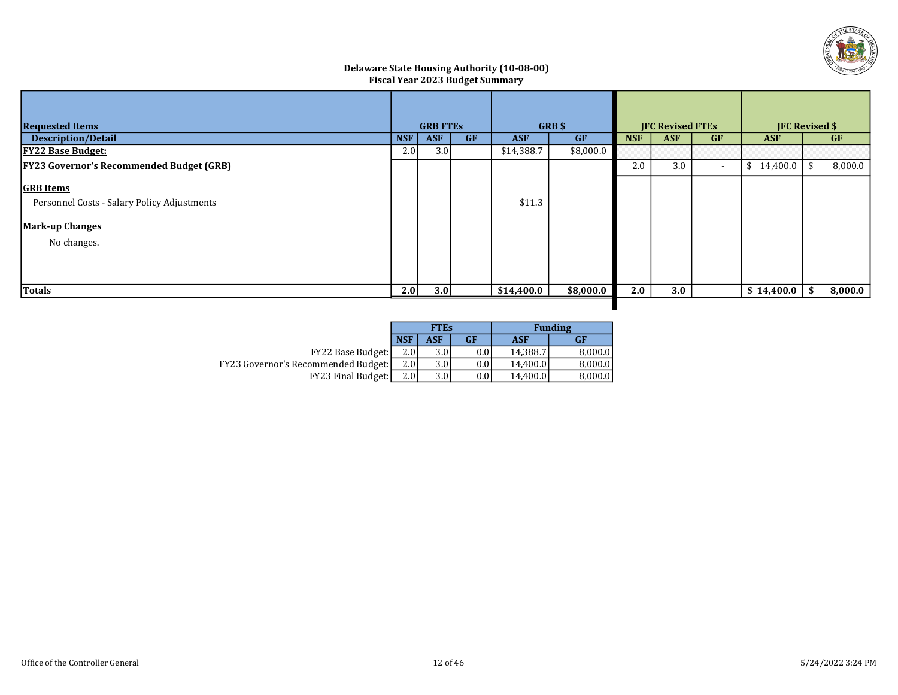**Delaware State Housing Authority (10-08-00)**
**Fiscal Year 2023 Budget Summary**

| Requested Items | GRB FTEs | | | GRB $ | | JFC Revised FTEs | | | JFC Revised $ | |
|---|---|---|---|---|---|---|---|---|---|---|
| **Description/Detail** | **NSF** | **ASF** | **GF** | **ASF** | **GF** | **NSF** | **ASF** | **GF** | **ASF** | **GF** |
| **FY22 Base Budget:** | 2.0 | 3.0 | | $14,388.7 | $8,000.0 | | | | | |
| **FY23 Governor's Recommended Budget (GRB)** | | | | | | 2.0 | 3.0 | - | $ 14,400.0 | $ 8,000.0 |
| **GRB Items** | | | | | | | | | | |
| Personnel Costs - Salary Policy Adjustments | | | | $11.3 | | | | | | |
| **Mark-up Changes** | | | | | | | | | | |
| No changes. | | | | | | | | | | |
| **Totals** | **2.0** | **3.0** | | **$14,400.0** | **$8,000.0** | **2.0** | **3.0** | | **$ 14,400.0** | **$ 8,000.0** |

| | FTEs | | | Funding | |
|---|---|---|---|---|---|
| | **NSF** | **ASF** | **GF** | **ASF** | **GF** |
| FY22 Base Budget: | 2.0 | 3.0 | 0.0 | 14,388.7 | 8,000.0 |
| FY23 Governor's Recommended Budget: | 2.0 | 3.0 | 0.0 | 14,400.0 | 8,000.0 |
| FY23 Final Budget: | 2.0 | 3.0 | 0.0 | 14,400.0 | 8,000.0 |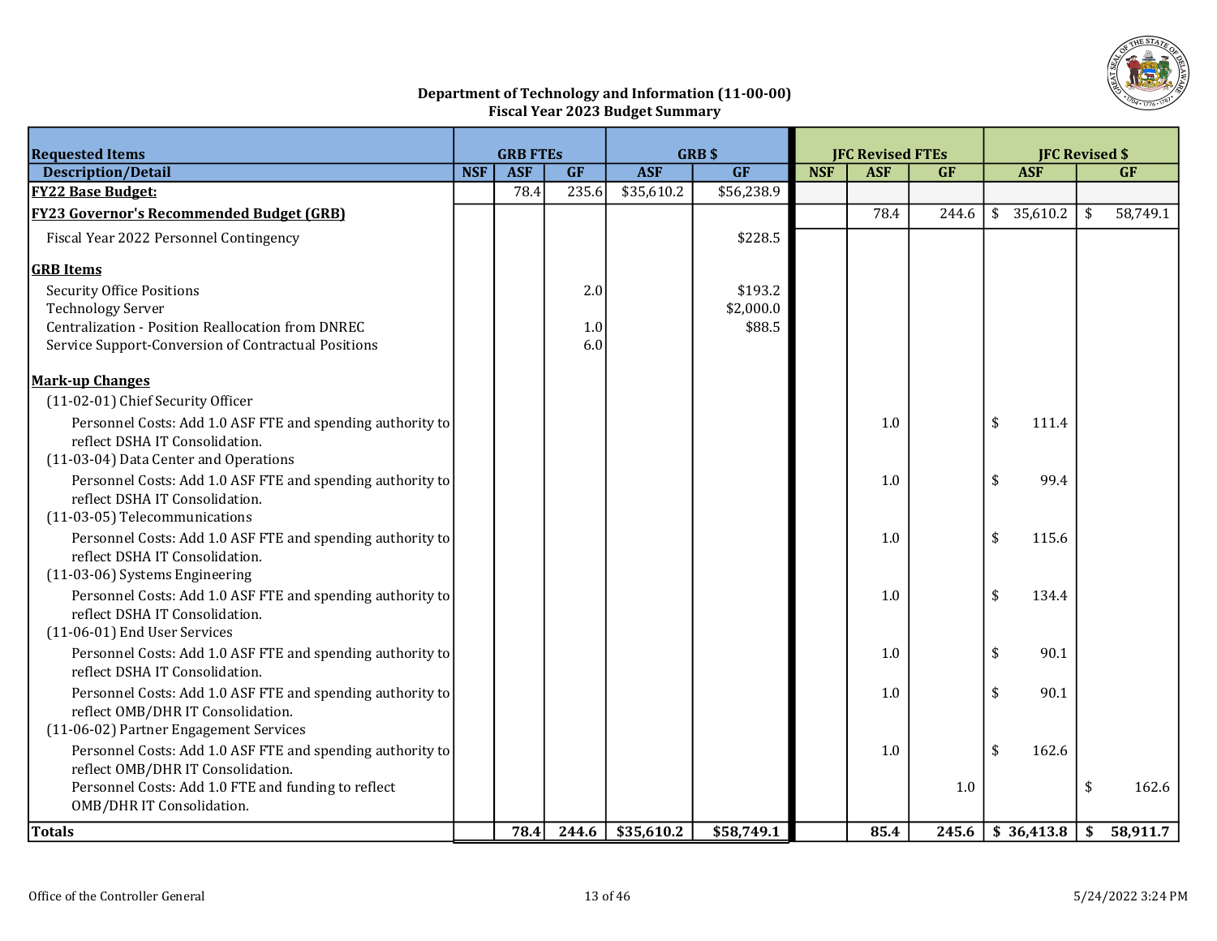# Department of Technology and Information (11-00-00)
## Fiscal Year 2023 Budget Summary

| Requested Items | GRB FTEs | | | GRB $ | | JFC Revised FTEs | | | JFC Revised $ | |
|---|---|---|---|---|---|---|---|---|---|---|
| **Description/Detail** | **NSF** | **ASF** | **GF** | **ASF** | **GF** | **NSF** | **ASF** | **GF** | **ASF** | **GF** |
| **FY22 Base Budget:** | | 78.4 | 235.6 | $35,610.2 | $56,238.9 | | | | | |
| **FY23 Governor's Recommended Budget (GRB)** | | | | | | | 78.4 | 244.6 | $ 35,610.2 | $ 58,749.1 |
| Fiscal Year 2022 Personnel Contingency | | | | | $228.5 | | | | | |
| **GRB Items** | | | | | | | | | | |
| Security Office Positions | | | 2.0 | | $193.2 | | | | | |
| Technology Server | | | | | $2,000.0 | | | | | |
| Centralization - Position Reallocation from DNREC | | | 1.0 | | $88.5 | | | | | |
| Service Support-Conversion of Contractual Positions | | | 6.0 | | | | | | | |
| **Mark-up Changes** | | | | | | | | | | |
| (11-02-01) Chief Security Officer | | | | | | | | | | |
| Personnel Costs: Add 1.0 ASF FTE and spending authority to reflect DSHA IT Consolidation. | | | | | | | 1.0 | | $ 111.4 | |
| (11-03-04) Data Center and Operations | | | | | | | | | | |
| Personnel Costs: Add 1.0 ASF FTE and spending authority to reflect DSHA IT Consolidation. | | | | | | | 1.0 | | $ 99.4 | |
| (11-03-05) Telecommunications | | | | | | | | | | |
| Personnel Costs: Add 1.0 ASF FTE and spending authority to reflect DSHA IT Consolidation. | | | | | | | 1.0 | | $ 115.6 | |
| (11-03-06) Systems Engineering | | | | | | | | | | |
| Personnel Costs: Add 1.0 ASF FTE and spending authority to reflect DSHA IT Consolidation. | | | | | | | 1.0 | | $ 134.4 | |
| (11-06-01) End User Services | | | | | | | | | | |
| Personnel Costs: Add 1.0 ASF FTE and spending authority to reflect DSHA IT Consolidation. | | | | | | | 1.0 | | $ 90.1 | |
| Personnel Costs: Add 1.0 ASF FTE and spending authority to reflect OMB/DHR IT Consolidation. | | | | | | | 1.0 | | $ 90.1 | |
| (11-06-02) Partner Engagement Services | | | | | | | | | | |
| Personnel Costs: Add 1.0 ASF FTE and spending authority to reflect OMB/DHR IT Consolidation. | | | | | | | 1.0 | | $ 162.6 | |
| Personnel Costs: Add 1.0 FTE and funding to reflect OMB/DHR IT Consolidation. | | | | | | | | 1.0 | | $ 162.6 |
| **Totals** | | **78.4** | **244.6** | **$35,610.2** | **$58,749.1** | | **85.4** | **245.6** | **$ 36,413.8** | **$ 58,911.7** |

Office of the Controller General 5/24/2022 3:24 PM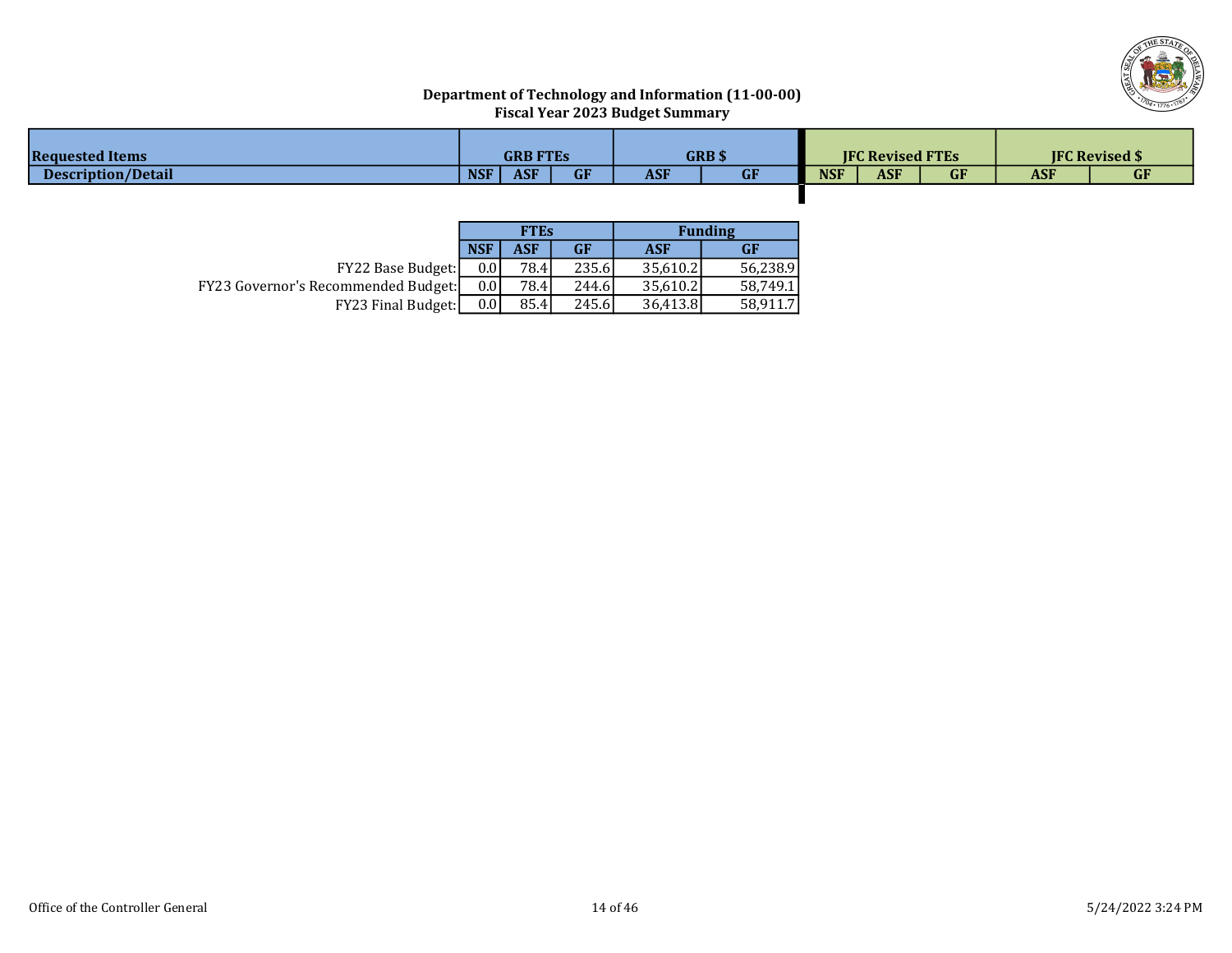## Department of Technology and Information (11-00-00)
## Fiscal Year 2023 Budget Summary

| Requested Items | GRB FTEs | | | GRB $ | | JFC Revised FTEs | | | JFC Revised $ | |
|---|---|---|---|---|---|---|---|---|---|---|
| Description/Detail | NSF | ASF | GF | ASF | GF | NSF | ASF | GF | ASF | GF |

| | FTEs | | | Funding | |
|---|---|---|---|---|---|
| | NSF | ASF | GF | ASF | GF |
| FY22 Base Budget: | 0.0 | 78.4 | 235.6 | 35,610.2 | 56,238.9 |
| FY23 Governor's Recommended Budget: | 0.0 | 78.4 | 244.6 | 35,610.2 | 58,749.1 |
| FY23 Final Budget: | 0.0 | 85.4 | 245.6 | 36,413.8 | 58,911.7 |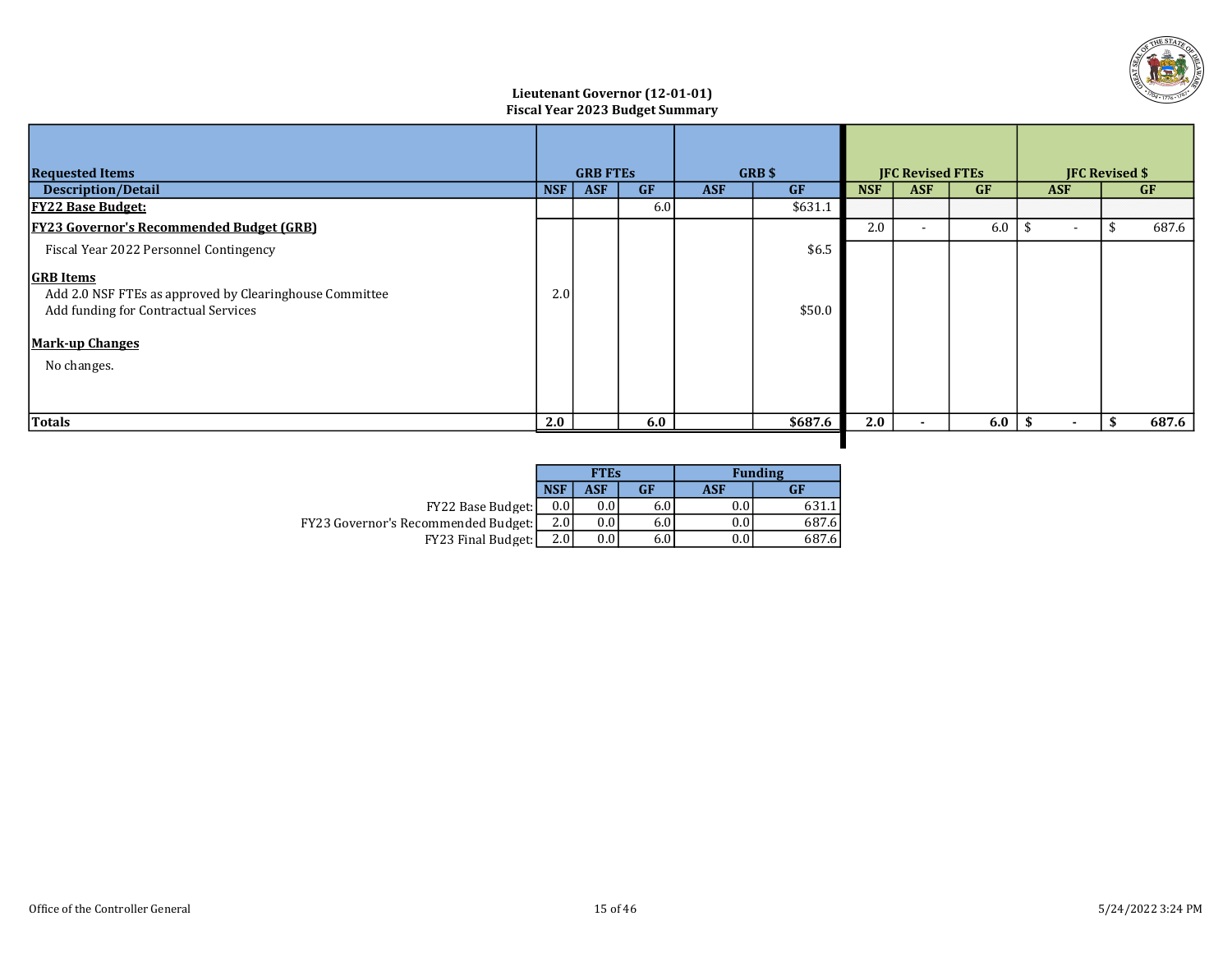## Lieutenant Governor (12-01-01)
## Fiscal Year 2023 Budget Summary

| Requested Items | GRB FTEs | | | GRB $ | | JFC Revised FTEs | | | JFC Revised $ | |
|---|---|---|---|---|---|---|---|---|---|---|
| **Description/Detail** | **NSF** | **ASF** | **GF** | **ASF** | **GF** | **NSF** | **ASF** | **GF** | **ASF** | **GF** |
| **FY22 Base Budget:** | | | 6.0 | | $631.1 | | | | | |
| **FY23 Governor's Recommended Budget (GRB)** | | | | | | 2.0 | - | 6.0 | $ - | $ 687.6 |
| Fiscal Year 2022 Personnel Contingency | | | | | $6.5 | | | | | |
| **GRB Items** | | | | | | | | | | |
| Add 2.0 NSF FTEs as approved by Clearinghouse Committee | 2.0 | | | | | | | | | |
| Add funding for Contractual Services | | | | | $50.0 | | | | | |
| **Mark-up Changes** | | | | | | | | | | |
| No changes. | | | | | | | | | | |
| **Totals** | **2.0** | | **6.0** | | **$687.6** | **2.0** | **-** | **6.0** | **$ -** | **$ 687.6** |

| | FTEs | | | Funding | |
|---|---|---|---|---|---|
| | **NSF** | **ASF** | **GF** | **ASF** | **GF** |
| FY22 Base Budget: | 0.0 | 0.0 | 6.0 | 0.0 | 631.1 |
| FY23 Governor's Recommended Budget: | 2.0 | 0.0 | 6.0 | 0.0 | 687.6 |
| FY23 Final Budget: | 2.0 | 0.0 | 6.0 | 0.0 | 687.6 |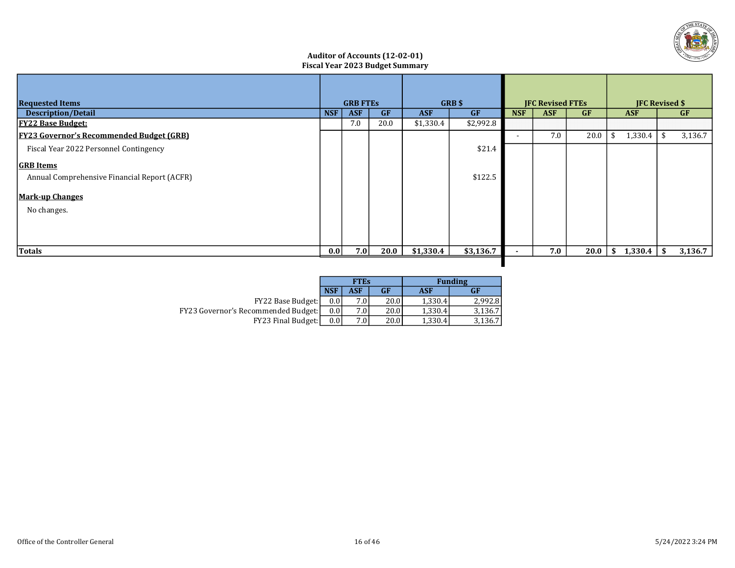**Auditor of Accounts (12-02-01)**
**Fiscal Year 2023 Budget Summary**

| Requested Items | GRB FTEs | | | GRB $ | | JFC Revised FTEs | | | JFC Revised $ | |
|---|---|---|---|---|---|---|---|---|---|---|
| Description/Detail | NSF | ASF | GF | ASF | GF | NSF | ASF | GF | ASF | GF |
| **FY22 Base Budget:** | | 7.0 | 20.0 | $1,330.4 | $2,992.8 | | | | | |
| **FY23 Governor's Recommended Budget (GRB)** | | | | | | - | 7.0 | 20.0 | $ 1,330.4 | $ 3,136.7 |
| Fiscal Year 2022 Personnel Contingency | | | | | $21.4 | | | | | |
| **GRB Items** | | | | | | | | | | |
| Annual Comprehensive Financial Report (ACFR) | | | | | $122.5 | | | | | |
| **Mark-up Changes** | | | | | | | | | | |
| No changes. | | | | | | | | | | |
| **Totals** | **0.0** | **7.0** | **20.0** | **$1,330.4** | **$3,136.7** | **-** | **7.0** | **20.0** | **$ 1,330.4** | **$ 3,136.7** |

| | FTEs | | | Funding | |
|---|---|---|---|---|---|
| | NSF | ASF | GF | ASF | GF |
| FY22 Base Budget: | 0.0 | 7.0 | 20.0 | 1,330.4 | 2,992.8 |
| FY23 Governor's Recommended Budget: | 0.0 | 7.0 | 20.0 | 1,330.4 | 3,136.7 |
| FY23 Final Budget: | 0.0 | 7.0 | 20.0 | 1,330.4 | 3,136.7 |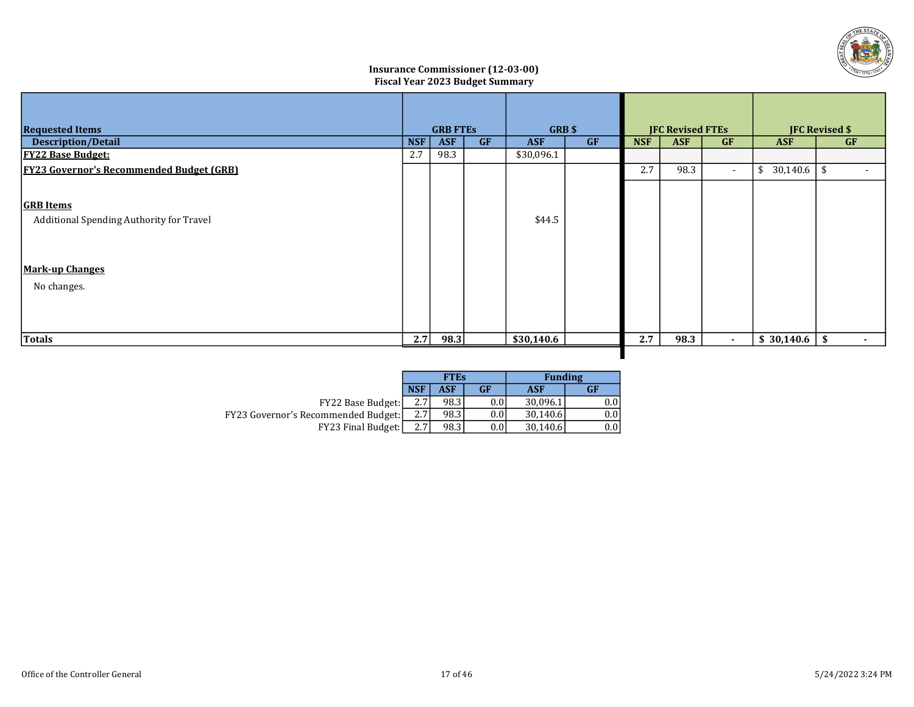## Insurance Commissioner (12-03-00)
## Fiscal Year 2023 Budget Summary

| Requested Items | GRB FTEs | | | GRB $ | | JFC Revised FTEs | | | JFC Revised $ | |
|---|---|---|---|---|---|---|---|---|---|---|
| **Description/Detail** | **NSF** | **ASF** | **GF** | **ASF** | **GF** | **NSF** | **ASF** | **GF** | **ASF** | **GF** |
| **FY22 Base Budget:** | 2.7 | 98.3 | | $30,096.1 | | | | | | |
| **FY23 Governor's Recommended Budget (GRB)** | | | | | | 2.7 | 98.3 | - | $ 30,140.6 | $ - |
| **GRB Items** | | | | | | | | | | |
| Additional Spending Authority for Travel | | | | $44.5 | | | | | | |
| **Mark-up Changes** | | | | | | | | | | |
| No changes. | | | | | | | | | | |
| **Totals** | **2.7** | **98.3** | | **$30,140.6** | | **2.7** | **98.3** | **-** | **$ 30,140.6** | **$ -** |

| | FTEs | | | Funding | |
|---|---|---|---|---|---|
| | **NSF** | **ASF** | **GF** | **ASF** | **GF** |
| FY22 Base Budget: | 2.7 | 98.3 | 0.0 | 30,096.1 | 0.0 |
| FY23 Governor's Recommended Budget: | 2.7 | 98.3 | 0.0 | 30,140.6 | 0.0 |
| FY23 Final Budget: | 2.7 | 98.3 | 0.0 | 30,140.6 | 0.0 |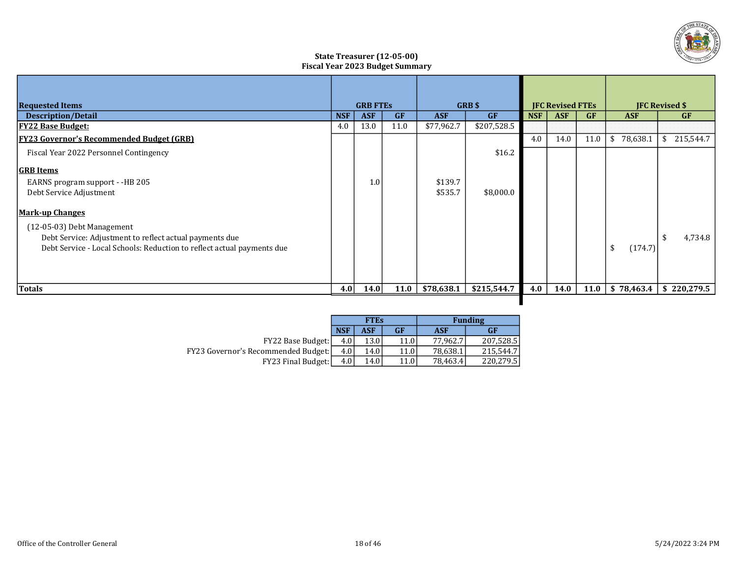### State Treasurer (12-05-00)
### Fiscal Year 2023 Budget Summary

| Requested Items | GRB FTEs | | | GRB $ | | JFC Revised FTEs | | | JFC Revised $ | |
|---|---|---|---|---|---|---|---|---|---|---|
| **Description/Detail** | **NSF** | **ASF** | **GF** | **ASF** | **GF** | **NSF** | **ASF** | **GF** | **ASF** | **GF** |
| **FY22 Base Budget:** | 4.0 | 13.0 | 11.0 | $77,962.7 | $207,528.5 | | | | | |
| **FY23 Governor's Recommended Budget (GRB)** | | | | | | 4.0 | 14.0 | 11.0 | $ 78,638.1 | $ 215,544.7 |
| Fiscal Year 2022 Personnel Contingency | | | | | $16.2 | | | | | |
| **GRB Items** | | | | | | | | | | |
| EARNS program support - -HB 205 | | 1.0 | | $139.7 | | | | | | |
| Debt Service Adjustment | | | | $535.7 | $8,000.0 | | | | | |
| **Mark-up Changes** | | | | | | | | | | |
| (12-05-03) Debt Management | | | | | | | | | | |
| Debt Service: Adjustment to reflect actual payments due | | | | | | | | | | $ 4,734.8 |
| Debt Service - Local Schools: Reduction to reflect actual payments due | | | | | | | | | $ (174.7) | |
| **Totals** | **4.0** | **14.0** | **11.0** | **$78,638.1** | **$215,544.7** | **4.0** | **14.0** | **11.0** | **$ 78,463.4** | **$ 220,279.5** |

| | FTEs | | | Funding | |
|---|---|---|---|---|---|
| | **NSF** | **ASF** | **GF** | **ASF** | **GF** |
| FY22 Base Budget: | 4.0 | 13.0 | 11.0 | 77,962.7 | 207,528.5 |
| FY23 Governor's Recommended Budget: | 4.0 | 14.0 | 11.0 | 78,638.1 | 215,544.7 |
| FY23 Final Budget: | 4.0 | 14.0 | 11.0 | 78,463.4 | 220,279.5 |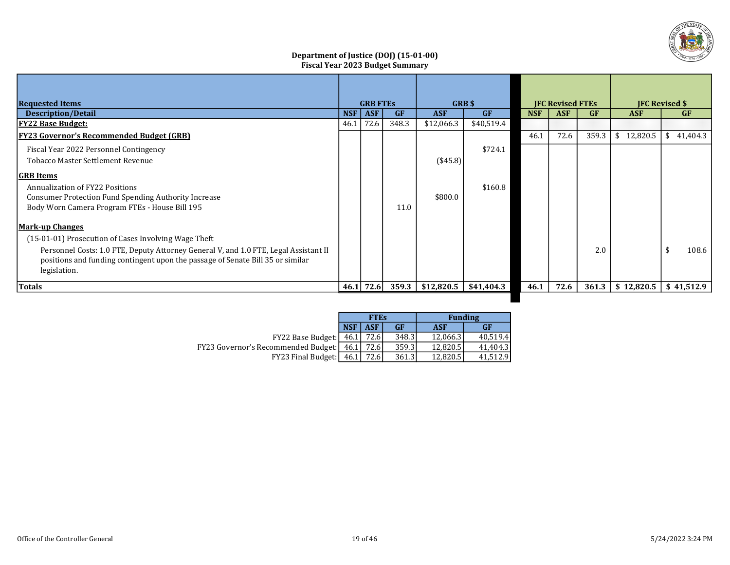**Department of Justice (DOJ) (15-01-00)**
**Fiscal Year 2023 Budget Summary**

| Requested Items | GRB FTEs | | | GRB $ | | JFC Revised FTEs | | | JFC Revised $ | |
|---|---|---|---|---|---|---|---|---|---|---|
| **Description/Detail** | **NSF** | **ASF** | **GF** | **ASF** | **GF** | **NSF** | **ASF** | **GF** | **ASF** | **GF** |
| **FY22 Base Budget:** | 46.1 | 72.6 | 348.3 | $12,066.3 | $40,519.4 | | | | | |
| **FY23 Governor's Recommended Budget (GRB)** | | | | | | 46.1 | 72.6 | 359.3 | $ 12,820.5 | $ 41,404.3 |
| Fiscal Year 2022 Personnel Contingency | | | | | $724.1 | | | | | |
| Tobacco Master Settlement Revenue | | | | ($45.8) | | | | | | |
| **GRB Items** | | | | | | | | | | |
| Annualization of FY22 Positions | | | | | $160.8 | | | | | |
| Consumer Protection Fund Spending Authority Increase | | | | $800.0 | | | | | | |
| Body Worn Camera Program FTEs - House Bill 195 | | | 11.0 | | | | | | | |
| **Mark-up Changes** | | | | | | | | | | |
| (15-01-01) Prosecution of Cases Involving Wage Theft | | | | | | | | | | |
| Personnel Costs: 1.0 FTE, Deputy Attorney General V, and 1.0 FTE, Legal Assistant II positions and funding contingent upon the passage of Senate Bill 35 or similar legislation. | | | | | | | | 2.0 | | $ 108.6 |
| **Totals** | **46.1** | **72.6** | **359.3** | **$12,820.5** | **$41,404.3** | **46.1** | **72.6** | **361.3** | **$ 12,820.5** | **$ 41,512.9** |

| | FTEs | | | Funding | |
|---|---|---|---|---|---|
| | **NSF** | **ASF** | **GF** | **ASF** | **GF** |
| FY22 Base Budget: | 46.1 | 72.6 | 348.3 | 12,066.3 | 40,519.4 |
| FY23 Governor's Recommended Budget: | 46.1 | 72.6 | 359.3 | 12,820.5 | 41,404.3 |
| FY23 Final Budget: | 46.1 | 72.6 | 361.3 | 12,820.5 | 41,512.9 |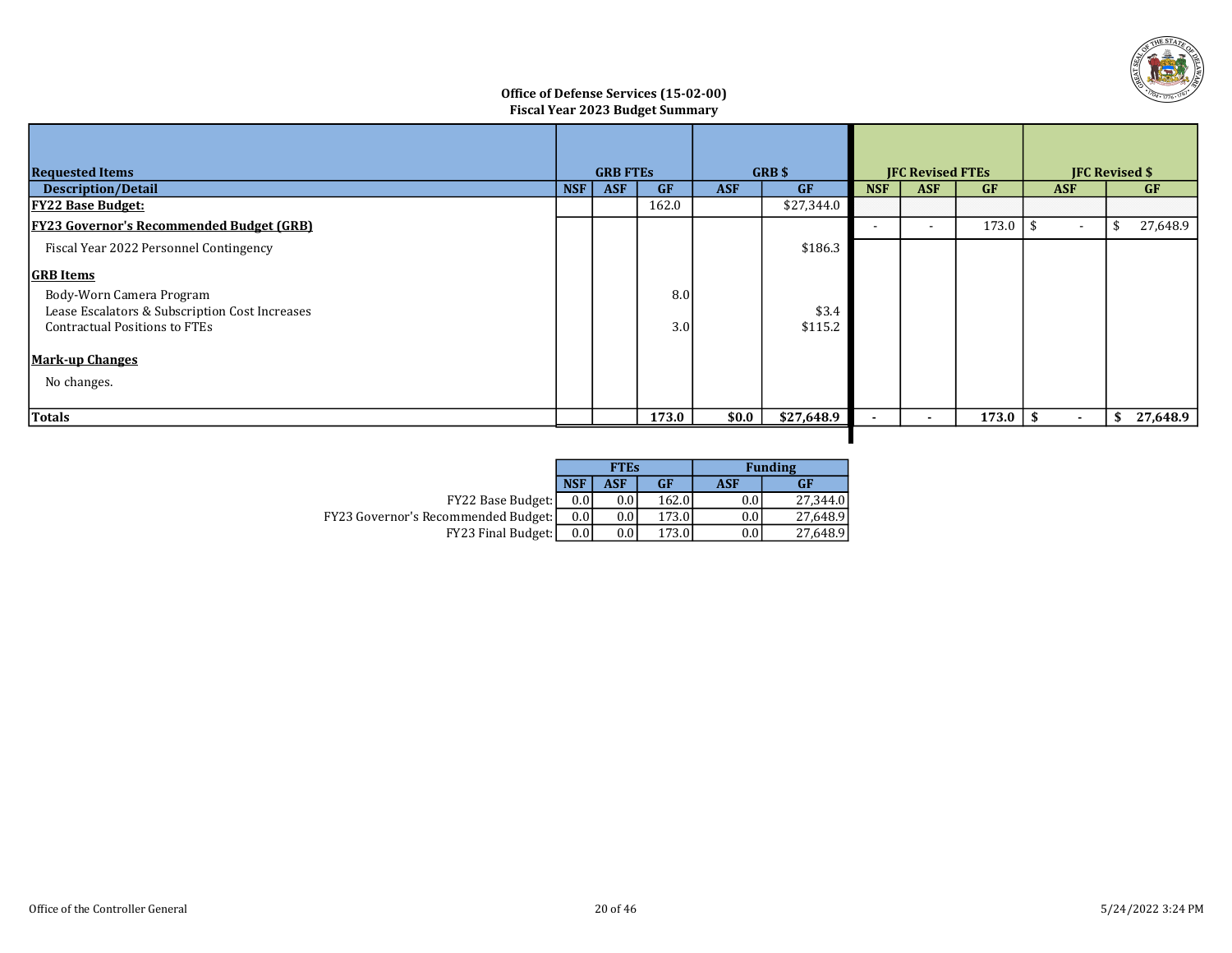**Office of Defense Services (15-02-00)**
**Fiscal Year 2023 Budget Summary**

| Requested Items | GRB FTEs | | | GRB $ | | JFC Revised FTEs | | | JFC Revised $ | |
|---|---|---|---|---|---|---|---|---|---|---|
| **Description/Detail** | **NSF** | **ASF** | **GF** | **ASF** | **GF** | **NSF** | **ASF** | **GF** | **ASF** | **GF** |
| **FY22 Base Budget:** | | | 162.0 | | $27,344.0 | | | | | |
| **FY23 Governor's Recommended Budget (GRB)** | | | | | | - | - | 173.0 | $ - | $ 27,648.9 |
| Fiscal Year 2022 Personnel Contingency | | | | | $186.3 | | | | | |
| **GRB Items** | | | | | | | | | | |
| Body-Worn Camera Program | | | 8.0 | | | | | | | |
| Lease Escalators & Subscription Cost Increases | | | | | $3.4 | | | | | |
| Contractual Positions to FTEs | | | 3.0 | | $115.2 | | | | | |
| **Mark-up Changes** | | | | | | | | | | |
| No changes. | | | | | | | | | | |
| **Totals** | | | **173.0** | **$0.0** | **$27,648.9** | **-** | **-** | **173.0** | **$ -** | **$ 27,648.9** |

| | FTEs | | | Funding | |
|---|---|---|---|---|---|
| | **NSF** | **ASF** | **GF** | **ASF** | **GF** |
| FY22 Base Budget: | 0.0 | 0.0 | 162.0 | 0.0 | 27,344.0 |
| FY23 Governor's Recommended Budget: | 0.0 | 0.0 | 173.0 | 0.0 | 27,648.9 |
| FY23 Final Budget: | 0.0 | 0.0 | 173.0 | 0.0 | 27,648.9 |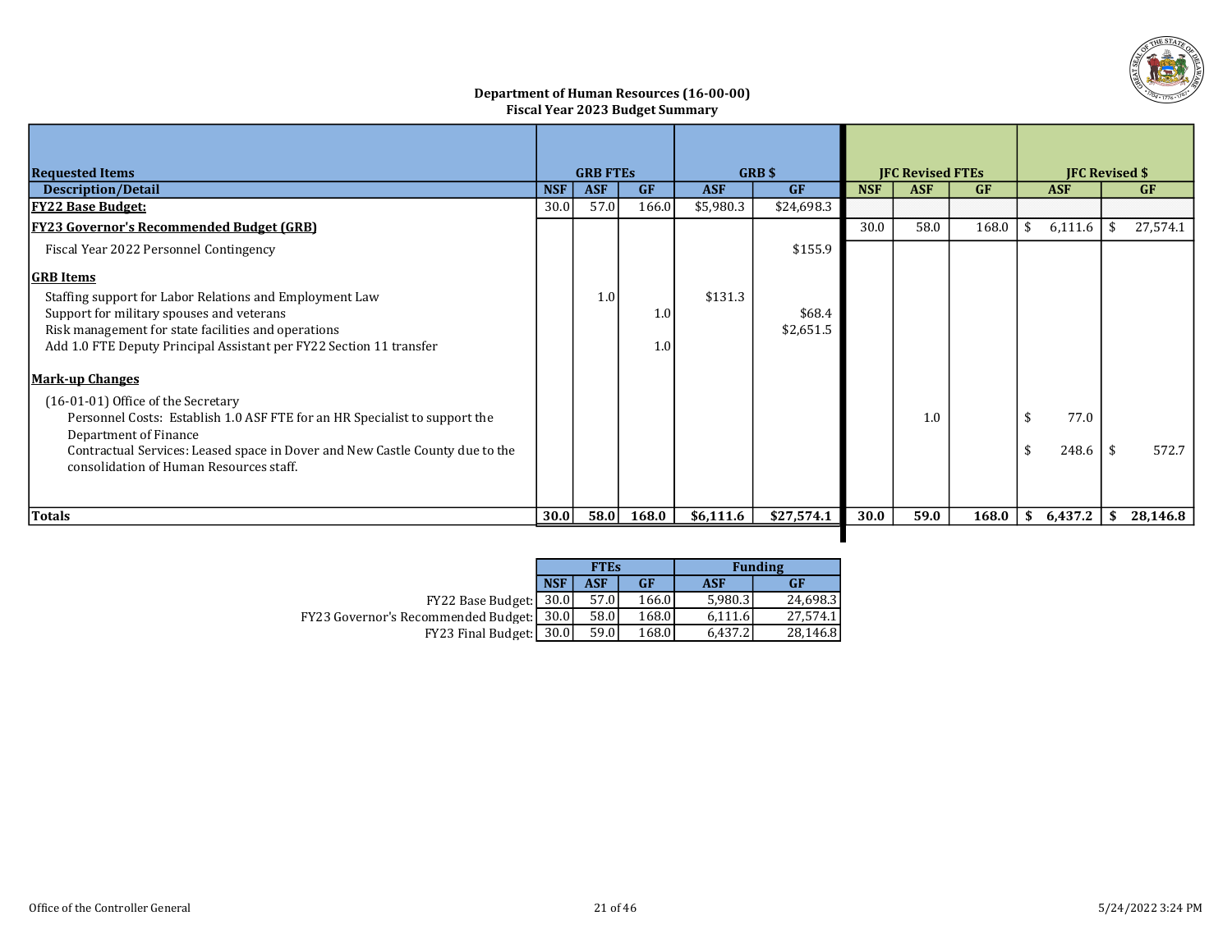## Department of Human Resources (16-00-00)
## Fiscal Year 2023 Budget Summary

| Requested Items | GRB FTEs | | | GRB $ | | JFC Revised FTEs | | | JFC Revised $ | |
|---|---|---|---|---|---|---|---|---|---|---|
| **Description/Detail** | **NSF** | **ASF** | **GF** | **ASF** | **GF** | **NSF** | **ASF** | **GF** | **ASF** | **GF** |
| **FY22 Base Budget:** | 30.0 | 57.0 | 166.0 | $5,980.3 | $24,698.3 | | | | | |
| **FY23 Governor's Recommended Budget (GRB)** | | | | | | 30.0 | 58.0 | 168.0 | $ 6,111.6 | $ 27,574.1 |
| Fiscal Year 2022 Personnel Contingency | | | | | $155.9 | | | | | |
| **GRB Items** | | | | | | | | | | |
| Staffing support for Labor Relations and Employment Law | | 1.0 | | $131.3 | | | | | | |
| Support for military spouses and veterans | | | 1.0 | | $68.4 | | | | | |
| Risk management for state facilities and operations | | | | | $2,651.5 | | | | | |
| Add 1.0 FTE Deputy Principal Assistant per FY22 Section 11 transfer | | | 1.0 | | | | | | | |
| **Mark-up Changes** | | | | | | | | | | |
| (16-01-01) Office of the Secretary | | | | | | | | | | |
| Personnel Costs: Establish 1.0 ASF FTE for an HR Specialist to support the Department of Finance | | | | | | | 1.0 | | $ 77.0 | |
| Contractual Services: Leased space in Dover and New Castle County due to the consolidation of Human Resources staff. | | | | | | | | | $ 248.6 | $ 572.7 |
| **Totals** | **30.0** | **58.0** | **168.0** | **$6,111.6** | **$27,574.1** | **30.0** | **59.0** | **168.0** | **$ 6,437.2** | **$ 28,146.8** |

| | FTEs | | | Funding | |
|---|---|---|---|---|---|
| | **NSF** | **ASF** | **GF** | **ASF** | **GF** |
| FY22 Base Budget: | 30.0 | 57.0 | 166.0 | 5,980.3 | 24,698.3 |
| FY23 Governor's Recommended Budget: | 30.0 | 58.0 | 168.0 | 6,111.6 | 27,574.1 |
| FY23 Final Budget: | 30.0 | 59.0 | 168.0 | 6,437.2 | 28,146.8 |

Office of the Controller General

5/24/2022 3:24 PM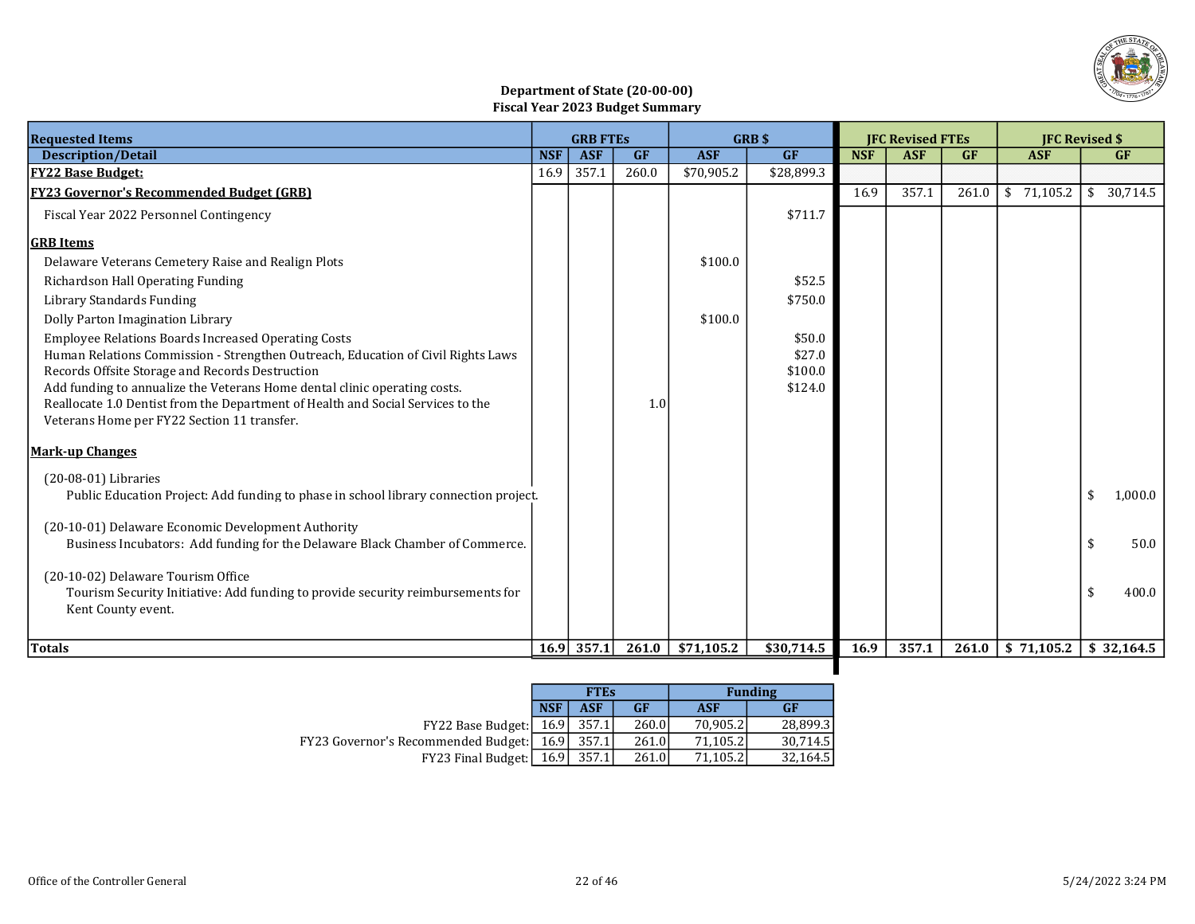**Department of State (20-00-00)**
**Fiscal Year 2023 Budget Summary**

| Requested Items | GRB FTEs | | | GRB $ | | JFC Revised FTEs | | | JFC Revised $ | |
|---|---|---|---|---|---|---|---|---|---|---|
| Description/Detail | NSF | ASF | GF | ASF | GF | NSF | ASF | GF | ASF | GF |
| **FY22 Base Budget:** | 16.9 | 357.1 | 260.0 | $70,905.2 | $28,899.3 | | | | | |
| **FY23 Governor's Recommended Budget (GRB)** | | | | | | 16.9 | 357.1 | 261.0 | $ 71,105.2 | $ 30,714.5 |
| Fiscal Year 2022 Personnel Contingency | | | | | $711.7 | | | | | |
| **GRB Items** | | | | | | | | | | |
| Delaware Veterans Cemetery Raise and Realign Plots | | | | $100.0 | | | | | | |
| Richardson Hall Operating Funding | | | | | $52.5 | | | | | |
| Library Standards Funding | | | | | $750.0 | | | | | |
| Dolly Parton Imagination Library | | | | $100.0 | | | | | | |
| Employee Relations Boards Increased Operating Costs | | | | | $50.0 | | | | | |
| Human Relations Commission - Strengthen Outreach, Education of Civil Rights Laws | | | | | $27.0 | | | | | |
| Records Offsite Storage and Records Destruction | | | | | $100.0 | | | | | |
| Add funding to annualize the Veterans Home dental clinic operating costs. | | | | | $124.0 | | | | | |
| Reallocate 1.0 Dentist from the Department of Health and Social Services to the Veterans Home per FY22 Section 11 transfer. | | | 1.0 | | | | | | | |
| **Mark-up Changes** | | | | | | | | | | |
| (20-08-01) Libraries | | | | | | | | | | |
| Public Education Project: Add funding to phase in school library connection project. | | | | | | | | | | $ 1,000.0 |
| (20-10-01) Delaware Economic Development Authority | | | | | | | | | | |
| Business Incubators: Add funding for the Delaware Black Chamber of Commerce. | | | | | | | | | | $ 50.0 |
| (20-10-02) Delaware Tourism Office | | | | | | | | | | |
| Tourism Security Initiative: Add funding to provide security reimbursements for Kent County event. | | | | | | | | | | $ 400.0 |
| **Totals** | **16.9** | **357.1** | **261.0** | **$71,105.2** | **$30,714.5** | **16.9** | **357.1** | **261.0** | **$ 71,105.2** | **$ 32,164.5** |

| | FTEs | | | Funding | |
|---|---|---|---|---|---|
| | NSF | ASF | GF | ASF | GF |
| FY22 Base Budget: | 16.9 | 357.1 | 260.0 | 70,905.2 | 28,899.3 |
| FY23 Governor's Recommended Budget: | 16.9 | 357.1 | 261.0 | 71,105.2 | 30,714.5 |
| FY23 Final Budget: | 16.9 | 357.1 | 261.0 | 71,105.2 | 32,164.5 |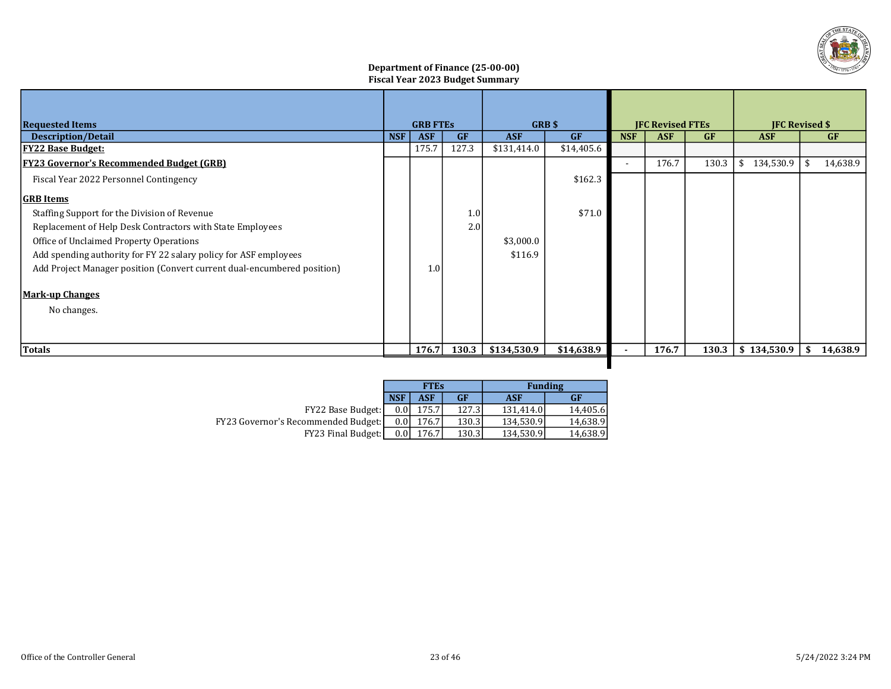**Department of Finance (25-00-00)**
**Fiscal Year 2023 Budget Summary**

| Requested Items | GRB FTEs | | | GRB $ | | JFC Revised FTEs | | | JFC Revised $ | |
|---|---|---|---|---|---|---|---|---|---|---|
| Description/Detail | NSF | ASF | GF | ASF | GF | NSF | ASF | GF | ASF | GF |
| **FY22 Base Budget:** | | 175.7 | 127.3 | $131,414.0 | $14,405.6 | | | | | |
| **FY23 Governor's Recommended Budget (GRB)** | | | | | | - | 176.7 | 130.3 | $ 134,530.9 | $ 14,638.9 |
| Fiscal Year 2022 Personnel Contingency | | | | | $162.3 | | | | | |
| **GRB Items** | | | | | | | | | | |
| Staffing Support for the Division of Revenue | | | 1.0 | | $71.0 | | | | | |
| Replacement of Help Desk Contractors with State Employees | | | 2.0 | | | | | | | |
| Office of Unclaimed Property Operations | | | | $3,000.0 | | | | | | |
| Add spending authority for FY 22 salary policy for ASF employees | | | | $116.9 | | | | | | |
| Add Project Manager position (Convert current dual-encumbered position) | | 1.0 | | | | | | | | |
| **Mark-up Changes** | | | | | | | | | | |
| No changes. | | | | | | | | | | |
| **Totals** | | **176.7** | **130.3** | **$134,530.9** | **$14,638.9** | **-** | **176.7** | **130.3** | **$ 134,530.9** | **$ 14,638.9** |

| | FTEs | | | Funding | |
|---|---|---|---|---|---|
| | NSF | ASF | GF | ASF | GF |
| FY22 Base Budget: | 0.0 | 175.7 | 127.3 | 131,414.0 | 14,405.6 |
| FY23 Governor's Recommended Budget: | 0.0 | 176.7 | 130.3 | 134,530.9 | 14,638.9 |
| FY23 Final Budget: | 0.0 | 176.7 | 130.3 | 134,530.9 | 14,638.9 |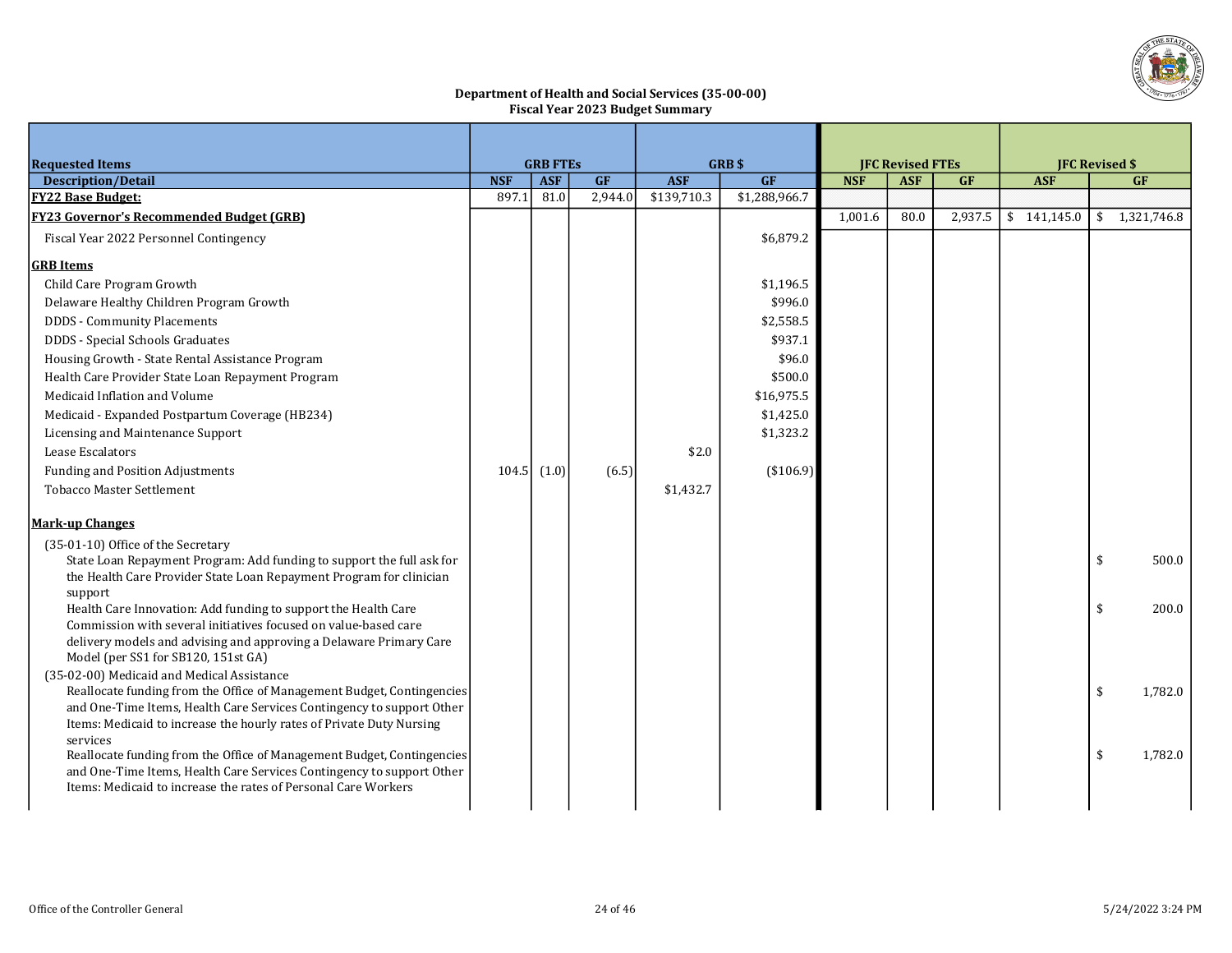# Department of Health and Social Services (35-00-00)
## Fiscal Year 2023 Budget Summary

| Requested Items | GRB FTEs | | | GRB $ | | JFC Revised FTEs | | | JFC Revised $ | |
|---|---|---|---|---|---|---|---|---|---|---|
| **Description/Detail** | **NSF** | **ASF** | **GF** | **ASF** | **GF** | **NSF** | **ASF** | **GF** | **ASF** | **GF** |
| **FY22 Base Budget:** | 897.1 | 81.0 | 2,944.0 | $139,710.3 | $1,288,966.7 | | | | | |
| **FY23 Governor's Recommended Budget (GRB)** | | | | | | 1,001.6 | 80.0 | 2,937.5 | $ 141,145.0 | $ 1,321,746.8 |
| Fiscal Year 2022 Personnel Contingency | | | | | $6,879.2 | | | | | |
| **GRB Items** | | | | | | | | | | |
| Child Care Program Growth | | | | | $1,196.5 | | | | | |
| Delaware Healthy Children Program Growth | | | | | $996.0 | | | | | |
| DDDS - Community Placements | | | | | $2,558.5 | | | | | |
| DDDS - Special Schools Graduates | | | | | $937.1 | | | | | |
| Housing Growth - State Rental Assistance Program | | | | | $96.0 | | | | | |
| Health Care Provider State Loan Repayment Program | | | | | $500.0 | | | | | |
| Medicaid Inflation and Volume | | | | | $16,975.5 | | | | | |
| Medicaid - Expanded Postpartum Coverage (HB234) | | | | | $1,425.0 | | | | | |
| Licensing and Maintenance Support | | | | | $1,323.2 | | | | | |
| Lease Escalators | | | | $2.0 | | | | | | |
| Funding and Position Adjustments | 104.5 | (1.0) | (6.5) | | ($106.9) | | | | | |
| Tobacco Master Settlement | | | | $1,432.7 | | | | | | |
| **Mark-up Changes** | | | | | | | | | | |
| (35-01-10) Office of the Secretary | | | | | | | | | | |
| State Loan Repayment Program: Add funding to support the full ask for the Health Care Provider State Loan Repayment Program for clinician support | | | | | | | | | | $ 500.0 |
| Health Care Innovation: Add funding to support the Health Care Commission with several initiatives focused on value-based care delivery models and advising and approving a Delaware Primary Care Model (per SS1 for SB120, 151st GA) | | | | | | | | | | $ 200.0 |
| (35-02-00) Medicaid and Medical Assistance | | | | | | | | | | |
| Reallocate funding from the Office of Management Budget, Contingencies and One-Time Items, Health Care Services Contingency to support Other Items: Medicaid to increase the hourly rates of Private Duty Nursing services | | | | | | | | | | $ 1,782.0 |
| Reallocate funding from the Office of Management Budget, Contingencies and One-Time Items, Health Care Services Contingency to support Other Items: Medicaid to increase the rates of Personal Care Workers | | | | | | | | | | $ 1,782.0 |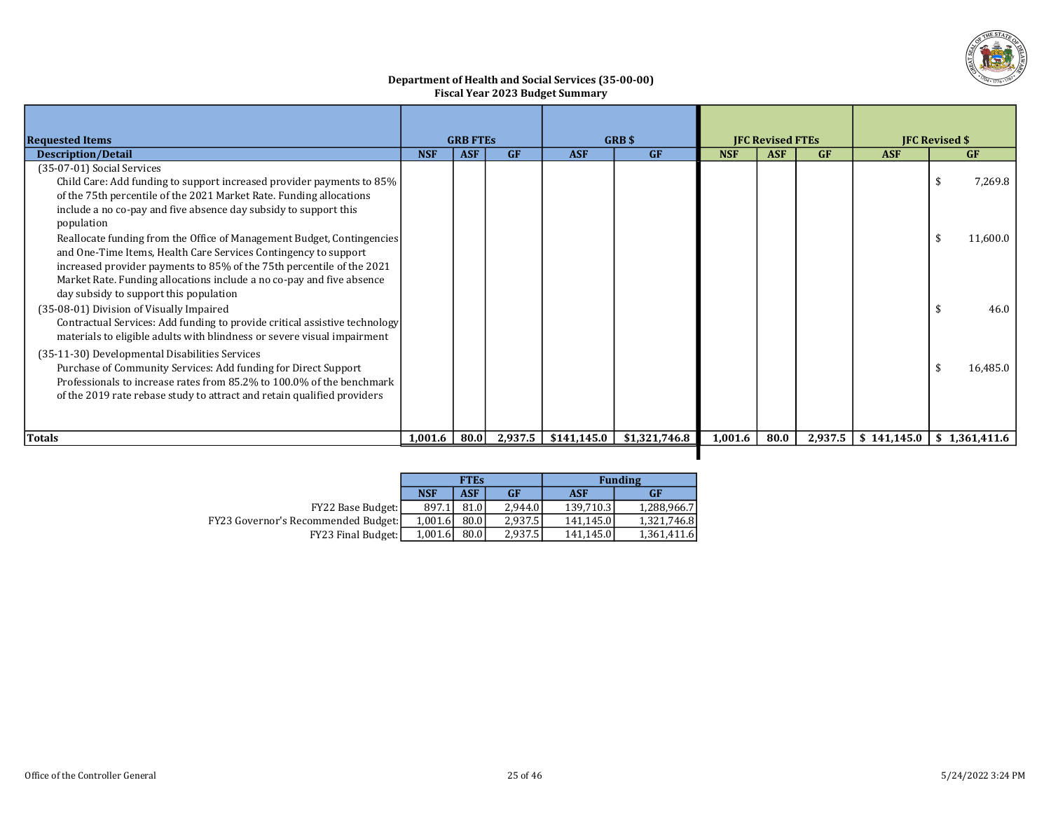## Department of Health and Social Services (35-00-00)
### Fiscal Year 2023 Budget Summary

| Requested Items | GRB FTEs | | | GRB $ | | JFC Revised FTEs | | | JFC Revised $ | |
|---|---|---|---|---|---|---|---|---|---|---|
| **Description/Detail** | **NSF** | **ASF** | **GF** | **ASF** | **GF** | **NSF** | **ASF** | **GF** | **ASF** | **GF** |
| (35-07-01) Social Services | | | | | | | | | | |
| Child Care: Add funding to support increased provider payments to 85% of the 75th percentile of the 2021 Market Rate. Funding allocations include a no co-pay and five absence day subsidy to support this population | | | | | | | | | | $ 7,269.8 |
| Reallocate funding from the Office of Management Budget, Contingencies and One-Time Items, Health Care Services Contingency to support increased provider payments to 85% of the 75th percentile of the 2021 Market Rate. Funding allocations include a no co-pay and five absence day subsidy to support this population | | | | | | | | | | $ 11,600.0 |
| (35-08-01) Division of Visually Impaired | | | | | | | | | | |
| Contractual Services: Add funding to provide critical assistive technology materials to eligible adults with blindness or severe visual impairment | | | | | | | | | | $ 46.0 |
| (35-11-30) Developmental Disabilities Services | | | | | | | | | | |
| Purchase of Community Services: Add funding for Direct Support Professionals to increase rates from 85.2% to 100.0% of the benchmark of the 2019 rate rebase study to attract and retain qualified providers | | | | | | | | | | $ 16,485.0 |
| **Totals** | **1,001.6** | **80.0** | **2,937.5** | **$141,145.0** | **$1,321,746.8** | **1,001.6** | **80.0** | **2,937.5** | **$ 141,145.0** | **$ 1,361,411.6** |

| | FTEs | | | Funding | |
|---|---|---|---|---|---|
| | **NSF** | **ASF** | **GF** | **ASF** | **GF** |
| FY22 Base Budget: | 897.1 | 81.0 | 2,944.0 | 139,710.3 | 1,288,966.7 |
| FY23 Governor's Recommended Budget: | 1,001.6 | 80.0 | 2,937.5 | 141,145.0 | 1,321,746.8 |
| FY23 Final Budget: | 1,001.6 | 80.0 | 2,937.5 | 141,145.0 | 1,361,411.6 |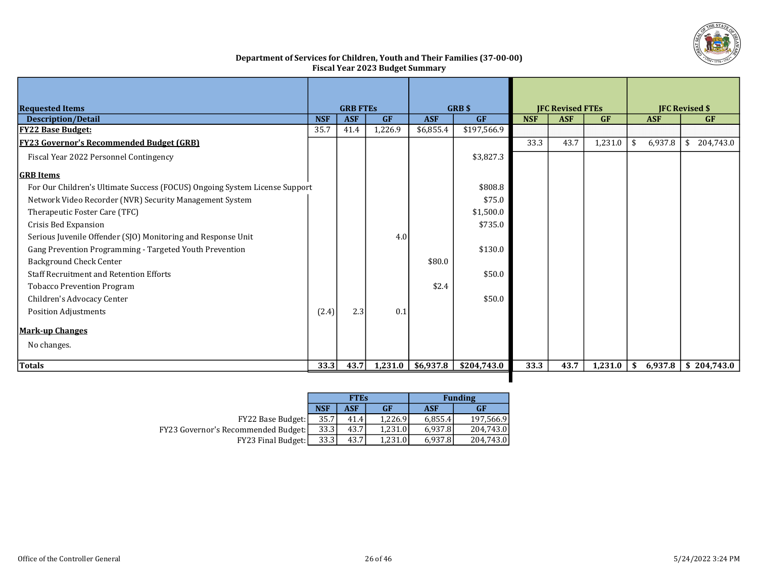**Department of Services for Children, Youth and Their Families (37-00-00)**
**Fiscal Year 2023 Budget Summary**

| Requested Items | GRB FTEs | | | GRB $ | | JFC Revised FTEs | | | JFC Revised $ | |
|---|---|---|---|---|---|---|---|---|---|---|
| Description/Detail | NSF | ASF | GF | ASF | GF | NSF | ASF | GF | ASF | GF |
| **FY22 Base Budget:** | 35.7 | 41.4 | 1,226.9 | $6,855.4 | $197,566.9 | | | | | |
| **FY23 Governor's Recommended Budget (GRB)** | | | | | | 33.3 | 43.7 | 1,231.0 | $ 6,937.8 | $ 204,743.0 |
| Fiscal Year 2022 Personnel Contingency | | | | | $3,827.3 | | | | | |
| **GRB Items** | | | | | | | | | | |
| For Our Children's Ultimate Success (FOCUS) Ongoing System License Support | | | | | $808.8 | | | | | |
| Network Video Recorder (NVR) Security Management System | | | | | $75.0 | | | | | |
| Therapeutic Foster Care (TFC) | | | | | $1,500.0 | | | | | |
| Crisis Bed Expansion | | | | | $735.0 | | | | | |
| Serious Juvenile Offender (SJO) Monitoring and Response Unit | | | 4.0 | | | | | | | |
| Gang Prevention Programming - Targeted Youth Prevention | | | | | $130.0 | | | | | |
| Background Check Center | | | | $80.0 | | | | | | |
| Staff Recruitment and Retention Efforts | | | | | $50.0 | | | | | |
| Tobacco Prevention Program | | | | $2.4 | | | | | | |
| Children's Advocacy Center | | | | | $50.0 | | | | | |
| Position Adjustments | (2.4) | 2.3 | 0.1 | | | | | | | |
| **Mark-up Changes** | | | | | | | | | | |
| No changes. | | | | | | | | | | |
| **Totals** | **33.3** | **43.7** | **1,231.0** | **$6,937.8** | **$204,743.0** | **33.3** | **43.7** | **1,231.0** | **$ 6,937.8** | **$ 204,743.0** |

| | FTEs | | | Funding | |
|---|---|---|---|---|---|
| | NSF | ASF | GF | ASF | GF |
| FY22 Base Budget: | 35.7 | 41.4 | 1,226.9 | 6,855.4 | 197,566.9 |
| FY23 Governor's Recommended Budget: | 33.3 | 43.7 | 1,231.0 | 6,937.8 | 204,743.0 |
| FY23 Final Budget: | 33.3 | 43.7 | 1,231.0 | 6,937.8 | 204,743.0 |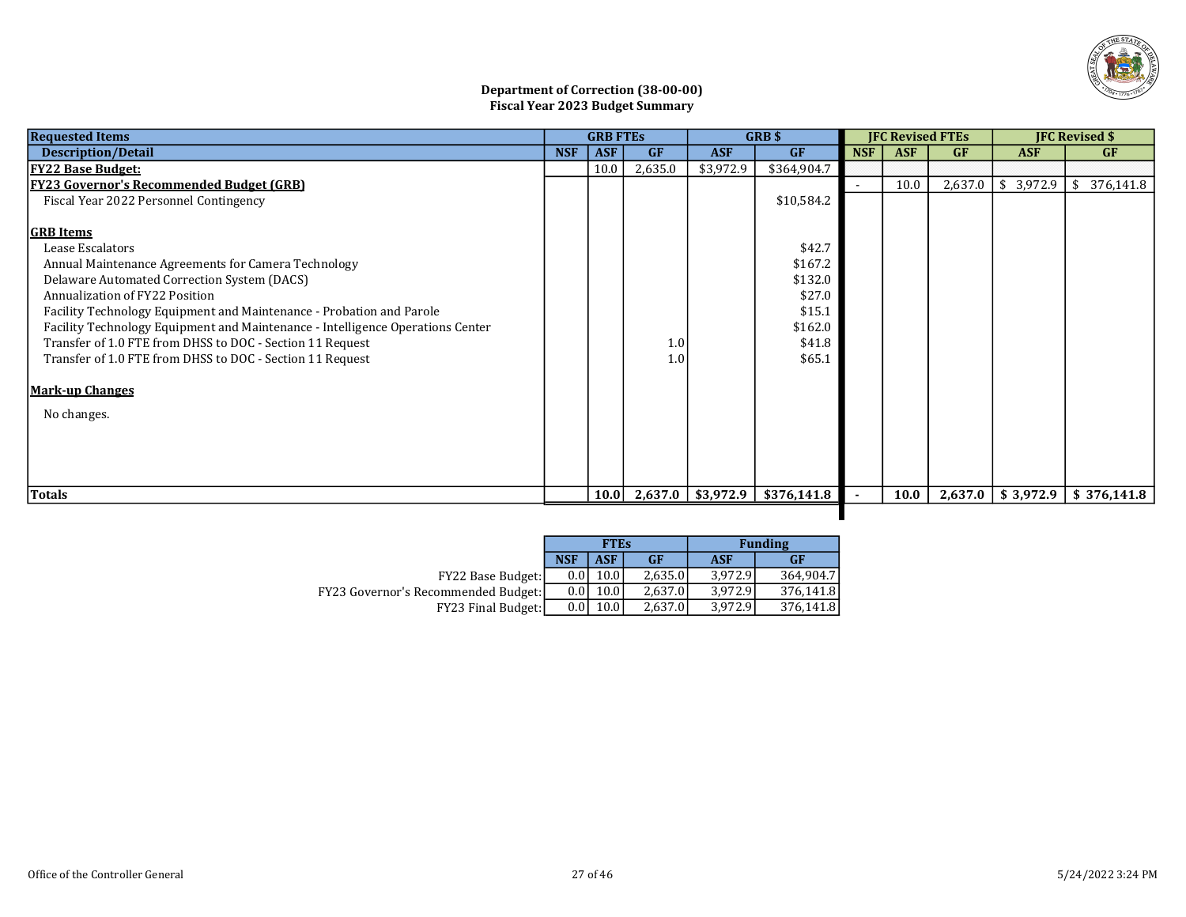**Department of Correction (38-00-00)**
**Fiscal Year 2023 Budget Summary**

| Requested Items | GRB FTEs | | | GRB $ | | JFC Revised FTEs | | | JFC Revised $ | |
|---|---|---|---|---|---|---|---|---|---|---|
| **Description/Detail** | **NSF** | **ASF** | **GF** | **ASF** | **GF** | **NSF** | **ASF** | **GF** | **ASF** | **GF** |
| **FY22 Base Budget:** | | 10.0 | 2,635.0 | $3,972.9 | $364,904.7 | | | | | |
| **FY23 Governor's Recommended Budget (GRB)** | | | | | | - | 10.0 | 2,637.0 | $ 3,972.9 | $ 376,141.8 |
| Fiscal Year 2022 Personnel Contingency | | | | | $10,584.2 | | | | | |
| **GRB Items** | | | | | | | | | | |
| Lease Escalators | | | | | $42.7 | | | | | |
| Annual Maintenance Agreements for Camera Technology | | | | | $167.2 | | | | | |
| Delaware Automated Correction System (DACS) | | | | | $132.0 | | | | | |
| Annualization of FY22 Position | | | | | $27.0 | | | | | |
| Facility Technology Equipment and Maintenance - Probation and Parole | | | | | $15.1 | | | | | |
| Facility Technology Equipment and Maintenance - Intelligence Operations Center | | | | | $162.0 | | | | | |
| Transfer of 1.0 FTE from DHSS to DOC - Section 11 Request | | | 1.0 | | $41.8 | | | | | |
| Transfer of 1.0 FTE from DHSS to DOC - Section 11 Request | | | 1.0 | | $65.1 | | | | | |
| **Mark-up Changes** | | | | | | | | | | |
| No changes. | | | | | | | | | | |
| **Totals** | | **10.0** | **2,637.0** | **$3,972.9** | **$376,141.8** | **-** | **10.0** | **2,637.0** | **$ 3,972.9** | **$ 376,141.8** |

| | FTEs | | | Funding | |
|---|---|---|---|---|---|
| | **NSF** | **ASF** | **GF** | **ASF** | **GF** |
| FY22 Base Budget: | 0.0 | 10.0 | 2,635.0 | 3,972.9 | 364,904.7 |
| FY23 Governor's Recommended Budget: | 0.0 | 10.0 | 2,637.0 | 3,972.9 | 376,141.8 |
| FY23 Final Budget: | 0.0 | 10.0 | 2,637.0 | 3,972.9 | 376,141.8 |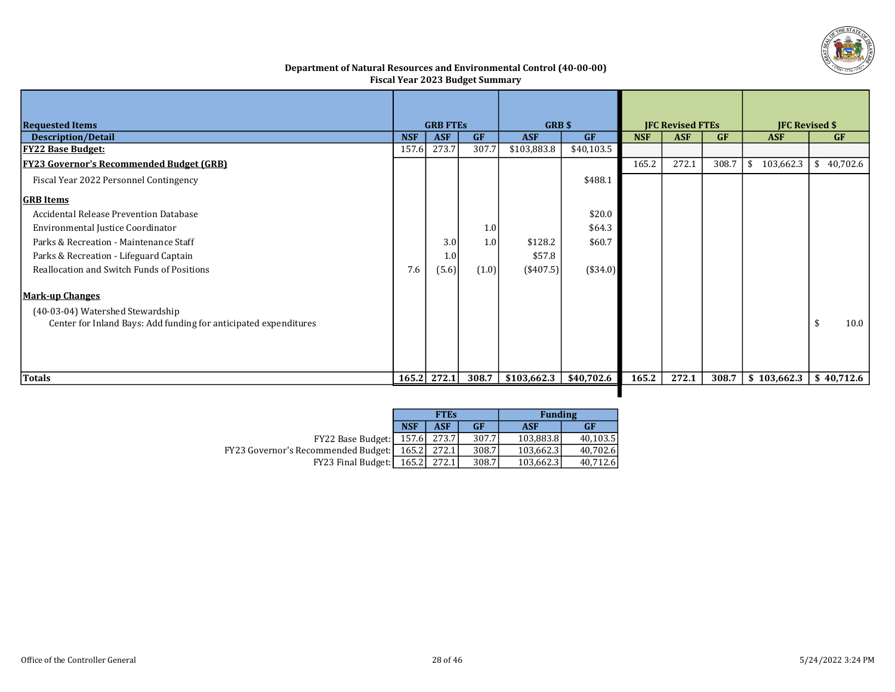# Department of Natural Resources and Environmental Control (40-00-00)
## Fiscal Year 2023 Budget Summary

| Requested Items | GRB FTEs | | | GRB $ | | JFC Revised FTEs | | | JFC Revised $ | |
|---|---|---|---|---|---|---|---|---|---|---|
| **Description/Detail** | **NSF** | **ASF** | **GF** | **ASF** | **GF** | **NSF** | **ASF** | **GF** | **ASF** | **GF** |
| **FY22 Base Budget:** | 157.6 | 273.7 | 307.7 | $103,883.8 | $40,103.5 | | | | | |
| **FY23 Governor's Recommended Budget (GRB)** | | | | | | 165.2 | 272.1 | 308.7 | $ 103,662.3 | $ 40,702.6 |
| Fiscal Year 2022 Personnel Contingency | | | | | $488.1 | | | | | |
| **GRB Items** | | | | | | | | | | |
| Accidental Release Prevention Database | | | | | $20.0 | | | | | |
| Environmental Justice Coordinator | | | 1.0 | | $64.3 | | | | | |
| Parks & Recreation - Maintenance Staff | | 3.0 | 1.0 | $128.2 | $60.7 | | | | | |
| Parks & Recreation - Lifeguard Captain | | 1.0 | | $57.8 | | | | | | |
| Reallocation and Switch Funds of Positions | 7.6 | (5.6) | (1.0) | ($407.5) | ($34.0) | | | | | |
| **Mark-up Changes** | | | | | | | | | | |
| (40-03-04) Watershed Stewardship | | | | | | | | | | |
| Center for Inland Bays: Add funding for anticipated expenditures | | | | | | | | | | $ 10.0 |
| **Totals** | **165.2** | **272.1** | **308.7** | **$103,662.3** | **$40,702.6** | **165.2** | **272.1** | **308.7** | **$ 103,662.3** | **$ 40,712.6** |

| | FTEs | | | Funding | |
|---|---|---|---|---|---|
| | **NSF** | **ASF** | **GF** | **ASF** | **GF** |
| FY22 Base Budget: | 157.6 | 273.7 | 307.7 | 103,883.8 | 40,103.5 |
| FY23 Governor's Recommended Budget: | 165.2 | 272.1 | 308.7 | 103,662.3 | 40,702.6 |
| FY23 Final Budget: | 165.2 | 272.1 | 308.7 | 103,662.3 | 40,712.6 |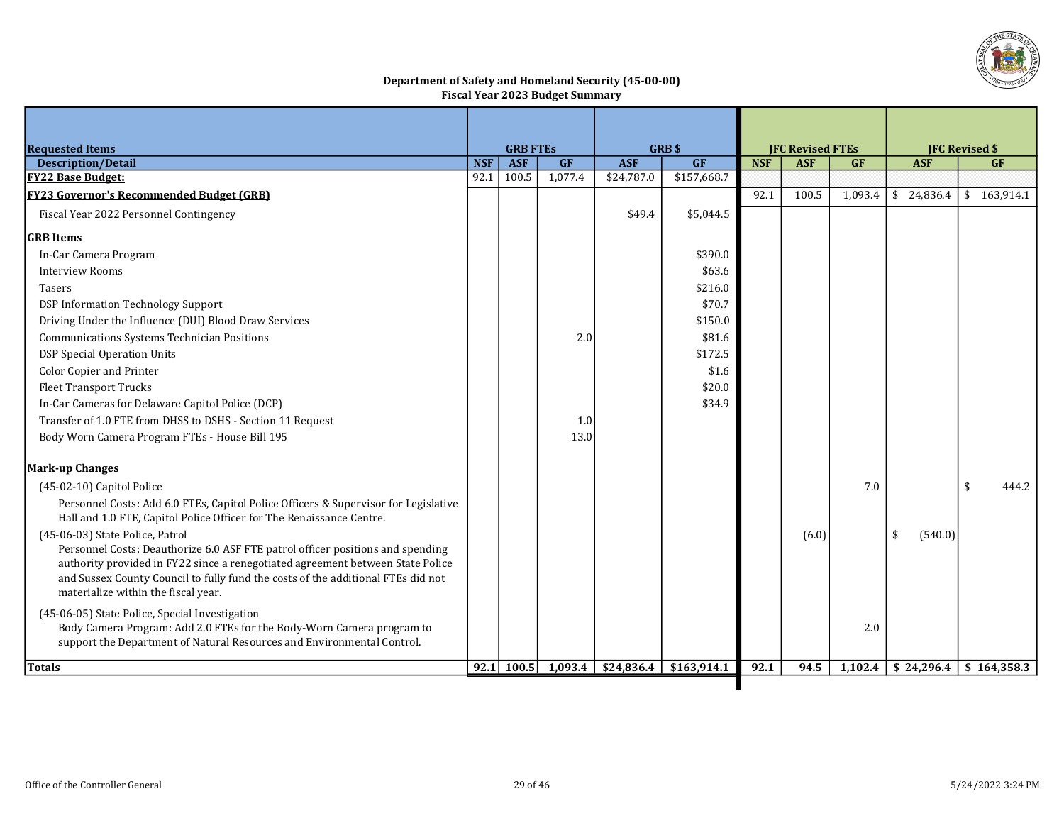**Department of Safety and Homeland Security (45-00-00)**
**Fiscal Year 2023 Budget Summary**

| Requested Items | GRB FTEs | | | GRB $ | | JFC Revised FTEs | | | JFC Revised $ | |
|---|---|---|---|---|---|---|---|---|---|---|
| **Description/Detail** | **NSF** | **ASF** | **GF** | **ASF** | **GF** | **NSF** | **ASF** | **GF** | **ASF** | **GF** |
| **FY22 Base Budget:** | 92.1 | 100.5 | 1,077.4 | $24,787.0 | $157,668.7 | | | | | |
| **FY23 Governor's Recommended Budget (GRB)** | | | | | | 92.1 | 100.5 | 1,093.4 | $ 24,836.4 | $ 163,914.1 |
| Fiscal Year 2022 Personnel Contingency | | | | $49.4 | $5,044.5 | | | | | |
| **GRB Items** | | | | | | | | | | |
| In-Car Camera Program | | | | | $390.0 | | | | | |
| Interview Rooms | | | | | $63.6 | | | | | |
| Tasers | | | | | $216.0 | | | | | |
| DSP Information Technology Support | | | | | $70.7 | | | | | |
| Driving Under the Influence (DUI) Blood Draw Services | | | | | $150.0 | | | | | |
| Communications Systems Technician Positions | | | 2.0 | | $81.6 | | | | | |
| DSP Special Operation Units | | | | | $172.5 | | | | | |
| Color Copier and Printer | | | | | $1.6 | | | | | |
| Fleet Transport Trucks | | | | | $20.0 | | | | | |
| In-Car Cameras for Delaware Capitol Police (DCP) | | | | | $34.9 | | | | | |
| Transfer of 1.0 FTE from DHSS to DSHS - Section 11 Request | | | 1.0 | | | | | | | |
| Body Worn Camera Program FTEs - House Bill 195 | | | 13.0 | | | | | | | |
| **Mark-up Changes** | | | | | | | | | | |
| (45-02-10) Capitol Police<br>Personnel Costs: Add 6.0 FTEs, Capitol Police Officers & Supervisor for Legislative Hall and 1.0 FTE, Capitol Police Officer for The Renaissance Centre. | | | | | | | | 7.0 | | $ 444.2 |
| (45-06-03) State Police, Patrol<br>Personnel Costs: Deauthorize 6.0 ASF FTE patrol officer positions and spending authority provided in FY22 since a renegotiated agreement between State Police and Sussex County Council to fully fund the costs of the additional FTEs did not materialize within the fiscal year. | | | | | | | (6.0) | | $ (540.0) | |
| (45-06-05) State Police, Special Investigation<br>Body Camera Program: Add 2.0 FTEs for the Body-Worn Camera program to support the Department of Natural Resources and Environmental Control. | | | | | | | | 2.0 | | |
| **Totals** | **92.1** | **100.5** | **1,093.4** | **$24,836.4** | **$163,914.1** | **92.1** | **94.5** | **1,102.4** | **$ 24,296.4** | **$ 164,358.3** |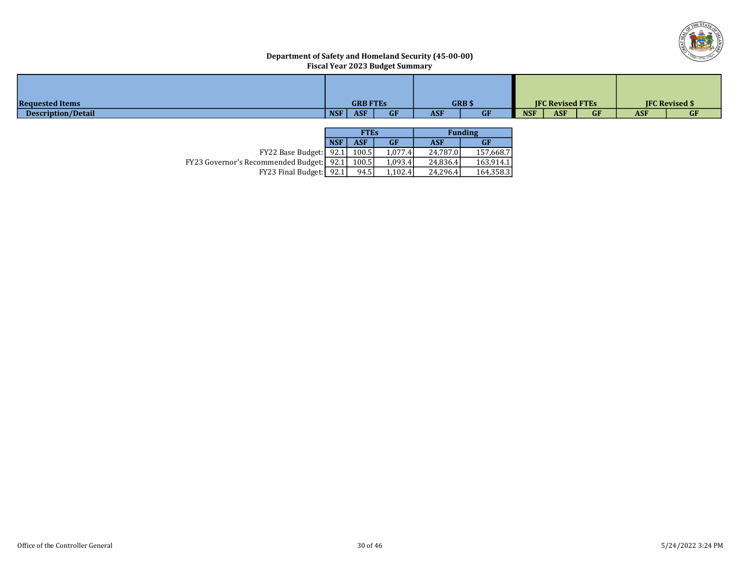**Department of Safety and Homeland Security (45-00-00)**
**Fiscal Year 2023 Budget Summary**

| Requested Items | GRB FTEs | | | GRB $ | | JFC Revised FTEs | | | JFC Revised $ | |
|---|---|---|---|---|---|---|---|---|---|---|
| Description/Detail | NSF | ASF | GF | ASF | GF | NSF | ASF | GF | ASF | GF |

| | FTEs | | | Funding | |
|---|---|---|---|---|---|
| | NSF | ASF | GF | ASF | GF |
| FY22 Base Budget: | 92.1 | 100.5 | 1,077.4 | 24,787.0 | 157,668.7 |
| FY23 Governor's Recommended Budget: | 92.1 | 100.5 | 1,093.4 | 24,836.4 | 163,914.1 |
| FY23 Final Budget: | 92.1 | 94.5 | 1,102.4 | 24,296.4 | 164,358.3 |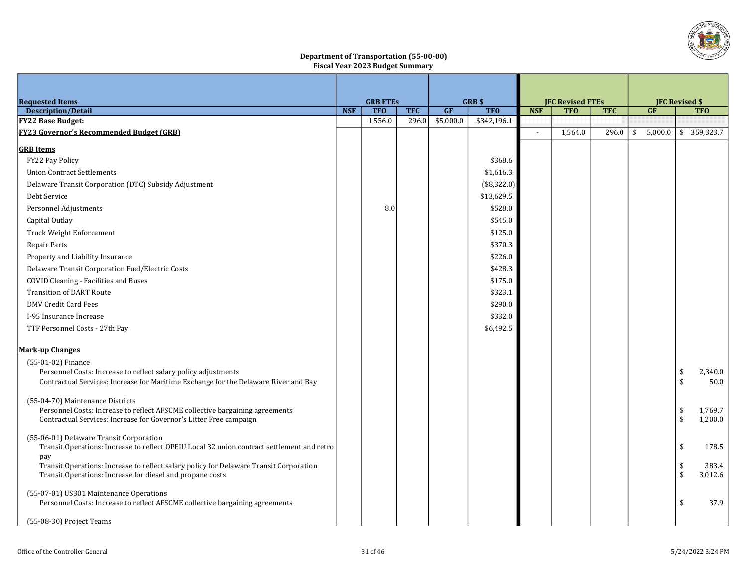**Department of Transportation (55-00-00)**
**Fiscal Year 2023 Budget Summary**

| Requested Items | GRB FTEs | | | GRB $ | | JFC Revised FTEs | | | JFC Revised $ | |
|---|---|---|---|---|---|---|---|---|---|---|
| Description/Detail | NSF | TFO | TFC | GF | TFO | NSF | TFO | TFC | GF | TFO |
| **FY22 Base Budget:** | | 1,556.0 | 296.0 | $5,000.0 | $342,196.1 | | | | | |
| **FY23 Governor's Recommended Budget (GRB)** | | | | | | - | 1,564.0 | 296.0 | $ 5,000.0 | $ 359,323.7 |
| **GRB Items** | | | | | | | | | | |
| FY22 Pay Policy | | | | | $368.6 | | | | | |
| Union Contract Settlements | | | | | $1,616.3 | | | | | |
| Delaware Transit Corporation (DTC) Subsidy Adjustment | | | | | ($8,322.0) | | | | | |
| Debt Service | | | | | $13,629.5 | | | | | |
| Personnel Adjustments | | 8.0 | | | $528.0 | | | | | |
| Capital Outlay | | | | | $545.0 | | | | | |
| Truck Weight Enforcement | | | | | $125.0 | | | | | |
| Repair Parts | | | | | $370.3 | | | | | |
| Property and Liability Insurance | | | | | $226.0 | | | | | |
| Delaware Transit Corporation Fuel/Electric Costs | | | | | $428.3 | | | | | |
| COVID Cleaning - Facilities and Buses | | | | | $175.0 | | | | | |
| Transition of DART Route | | | | | $323.1 | | | | | |
| DMV Credit Card Fees | | | | | $290.0 | | | | | |
| I-95 Insurance Increase | | | | | $332.0 | | | | | |
| TTF Personnel Costs - 27th Pay | | | | | $6,492.5 | | | | | |
| **Mark-up Changes** | | | | | | | | | | |
| (55-01-02) Finance | | | | | | | | | | |
| Personnel Costs: Increase to reflect salary policy adjustments | | | | | | | | | | $ 2,340.0 |
| Contractual Services: Increase for Maritime Exchange for the Delaware River and Bay | | | | | | | | | | $ 50.0 |
| (55-04-70) Maintenance Districts | | | | | | | | | | |
| Personnel Costs: Increase to reflect AFSCME collective bargaining agreements | | | | | | | | | | $ 1,769.7 |
| Contractual Services: Increase for Governor's Litter Free campaign | | | | | | | | | | $ 1,200.0 |
| (55-06-01) Delaware Transit Corporation | | | | | | | | | | |
| Transit Operations: Increase to reflect OPEIU Local 32 union contract settlement and retro pay | | | | | | | | | | $ 178.5 |
| Transit Operations: Increase to reflect salary policy for Delaware Transit Corporation | | | | | | | | | | $ 383.4 |
| Transit Operations: Increase for diesel and propane costs | | | | | | | | | | $ 3,012.6 |
| (55-07-01) US301 Maintenance Operations | | | | | | | | | | |
| Personnel Costs: Increase to reflect AFSCME collective bargaining agreements | | | | | | | | | | $ 37.9 |
| (55-08-30) Project Teams | | | | | | | | | | |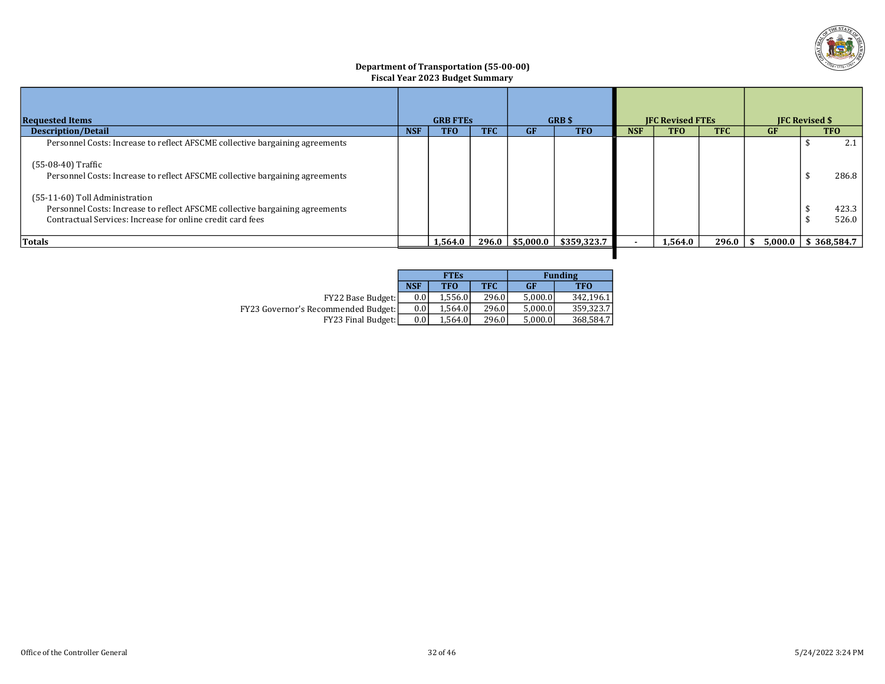**Department of Transportation (55-00-00)**
**Fiscal Year 2023 Budget Summary**

| Requested Items | GRB FTEs | | | GRB $ | | JFC Revised FTEs | | | JFC Revised $ | |
|---|---|---|---|---|---|---|---|---|---|---|
| Description/Detail | NSF | TFO | TFC | GF | TFO | NSF | TFO | TFC | GF | TFO |
| Personnel Costs: Increase to reflect AFSCME collective bargaining agreements | | | | | | | | | | $ 2.1 |
| (55-08-40) Traffic | | | | | | | | | | |
| Personnel Costs: Increase to reflect AFSCME collective bargaining agreements | | | | | | | | | | $ 286.8 |
| (55-11-60) Toll Administration | | | | | | | | | | |
| Personnel Costs: Increase to reflect AFSCME collective bargaining agreements | | | | | | | | | | $ 423.3 |
| Contractual Services: Increase for online credit card fees | | | | | | | | | | $ 526.0 |
| **Totals** | | **1,564.0** | **296.0** | **$5,000.0** | **$359,323.7** | **-** | **1,564.0** | **296.0** | **$ 5,000.0** | **$ 368,584.7** |

| | FTEs | | | Funding | |
|---|---|---|---|---|---|
| | NSF | TFO | TFC | GF | TFO |
| FY22 Base Budget: | 0.0 | 1,556.0 | 296.0 | 5,000.0 | 342,196.1 |
| FY23 Governor's Recommended Budget: | 0.0 | 1,564.0 | 296.0 | 5,000.0 | 359,323.7 |
| FY23 Final Budget: | 0.0 | 1,564.0 | 296.0 | 5,000.0 | 368,584.7 |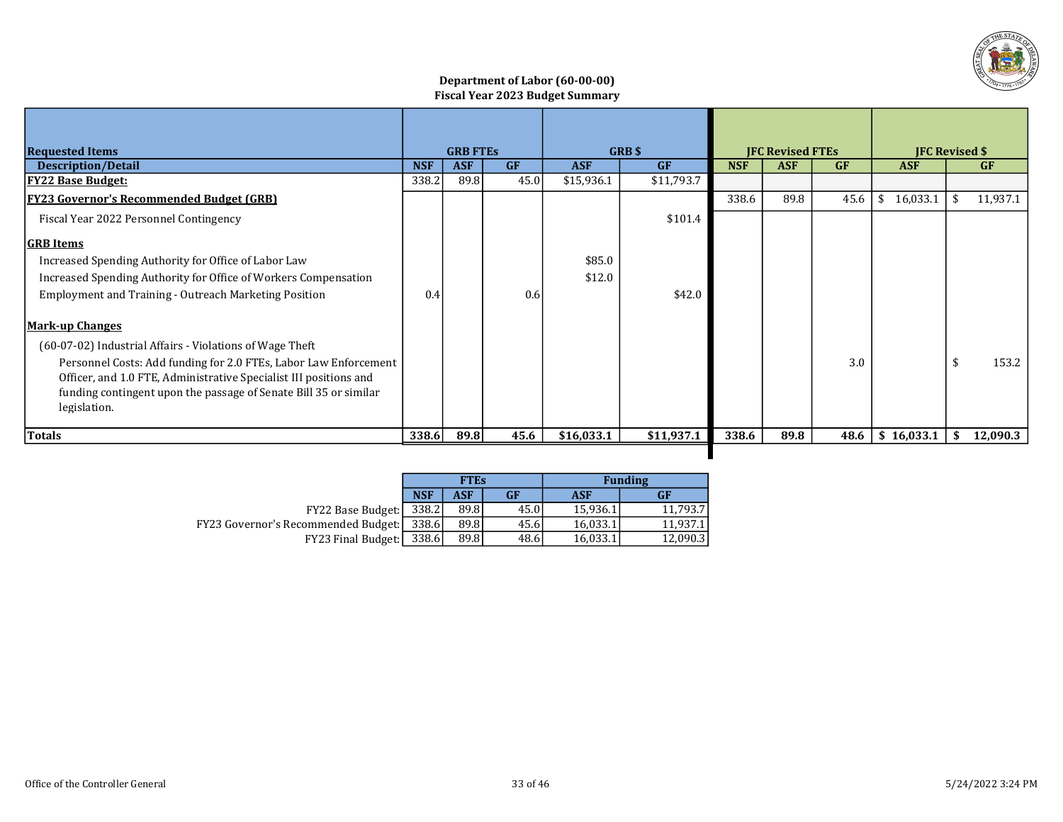## Department of Labor (60-00-00)
## Fiscal Year 2023 Budget Summary

| Requested Items | GRB FTEs | | | GRB $ | | JFC Revised FTEs | | | JFC Revised $ | |
|---|---|---|---|---|---|---|---|---|---|---|
| **Description/Detail** | **NSF** | **ASF** | **GF** | **ASF** | **GF** | **NSF** | **ASF** | **GF** | **ASF** | **GF** |
| **FY22 Base Budget:** | 338.2 | 89.8 | 45.0 | $15,936.1 | $11,793.7 | | | | | |
| **FY23 Governor's Recommended Budget (GRB)** | | | | | | 338.6 | 89.8 | 45.6 | $ 16,033.1 | $ 11,937.1 |
| Fiscal Year 2022 Personnel Contingency | | | | | $101.4 | | | | | |
| **GRB Items** | | | | | | | | | | |
| Increased Spending Authority for Office of Labor Law | | | | $85.0 | | | | | | |
| Increased Spending Authority for Office of Workers Compensation | | | | $12.0 | | | | | | |
| Employment and Training - Outreach Marketing Position | 0.4 | | 0.6 | | $42.0 | | | | | |
| **Mark-up Changes** | | | | | | | | | | |
| (60-07-02) Industrial Affairs - Violations of Wage Theft | | | | | | | | | | |
| Personnel Costs: Add funding for 2.0 FTEs, Labor Law Enforcement Officer, and 1.0 FTE, Administrative Specialist III positions and funding contingent upon the passage of Senate Bill 35 or similar legislation. | | | | | | | | 3.0 | | $ 153.2 |
| **Totals** | **338.6** | **89.8** | **45.6** | **$16,033.1** | **$11,937.1** | **338.6** | **89.8** | **48.6** | **$ 16,033.1** | **$ 12,090.3** |

| | FTEs | | | Funding | |
|---|---|---|---|---|---|
| | **NSF** | **ASF** | **GF** | **ASF** | **GF** |
| FY22 Base Budget: | 338.2 | 89.8 | 45.0 | 15,936.1 | 11,793.7 |
| FY23 Governor's Recommended Budget: | 338.6 | 89.8 | 45.6 | 16,033.1 | 11,937.1 |
| FY23 Final Budget: | 338.6 | 89.8 | 48.6 | 16,033.1 | 12,090.3 |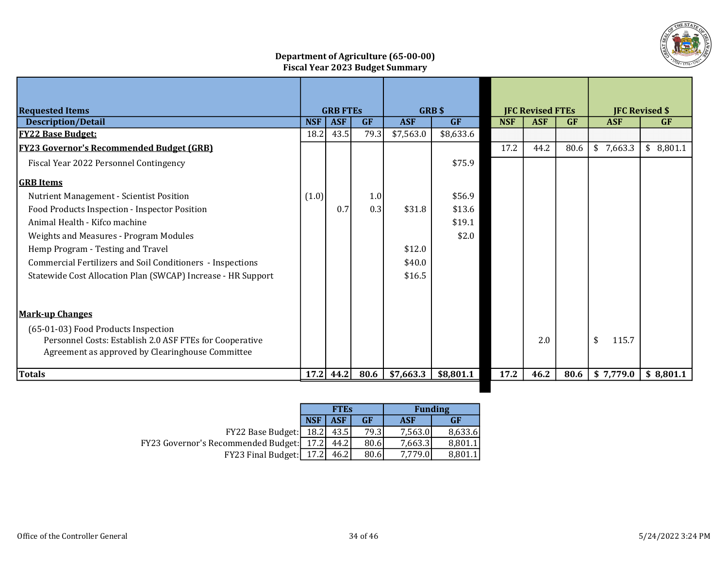## Department of Agriculture (65-00-00)
## Fiscal Year 2023 Budget Summary

| Requested Items | GRB FTEs | | | GRB $ | | JFC Revised FTEs | | | JFC Revised $ | |
|---|---|---|---|---|---|---|---|---|---|---|
| **Description/Detail** | **NSF** | **ASF** | **GF** | **ASF** | **GF** | **NSF** | **ASF** | **GF** | **ASF** | **GF** |
| **FY22 Base Budget:** | 18.2 | 43.5 | 79.3 | $7,563.0 | $8,633.6 | | | | | |
| **FY23 Governor's Recommended Budget (GRB)** | | | | | | 17.2 | 44.2 | 80.6 | $ 7,663.3 | $ 8,801.1 |
| Fiscal Year 2022 Personnel Contingency | | | | | $75.9 | | | | | |
| **GRB Items** | | | | | | | | | | |
| Nutrient Management - Scientist Position | (1.0) | | 1.0 | | $56.9 | | | | | |
| Food Products Inspection - Inspector Position | | 0.7 | 0.3 | $31.8 | $13.6 | | | | | |
| Animal Health - Kifco machine | | | | | $19.1 | | | | | |
| Weights and Measures - Program Modules | | | | | $2.0 | | | | | |
| Hemp Program - Testing and Travel | | | | $12.0 | | | | | | |
| Commercial Fertilizers and Soil Conditioners - Inspections | | | | $40.0 | | | | | | |
| Statewide Cost Allocation Plan (SWCAP) Increase - HR Support | | | | $16.5 | | | | | | |
| **Mark-up Changes** | | | | | | | | | | |
| (65-01-03) Food Products Inspection | | | | | | | | | | |
| Personnel Costs: Establish 2.0 ASF FTEs for Cooperative Agreement as approved by Clearinghouse Committee | | | | | | | 2.0 | | $ 115.7 | |
| **Totals** | **17.2** | **44.2** | **80.6** | **$7,663.3** | **$8,801.1** | **17.2** | **46.2** | **80.6** | **$ 7,779.0** | **$ 8,801.1** |

| | FTEs | | | Funding | |
|---|---|---|---|---|---|
| | **NSF** | **ASF** | **GF** | **ASF** | **GF** |
| FY22 Base Budget: | 18.2 | 43.5 | 79.3 | 7,563.0 | 8,633.6 |
| FY23 Governor's Recommended Budget: | 17.2 | 44.2 | 80.6 | 7,663.3 | 8,801.1 |
| FY23 Final Budget: | 17.2 | 46.2 | 80.6 | 7,779.0 | 8,801.1 |

Office of the Controller General

5/24/2022 3:24 PM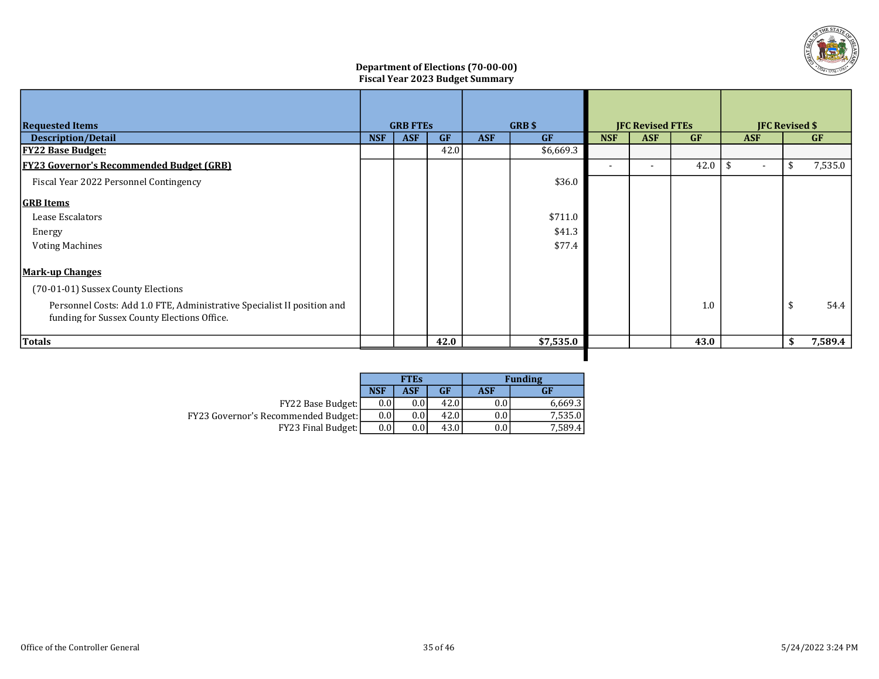## Department of Elections (70-00-00)
## Fiscal Year 2023 Budget Summary

| Requested Items | GRB FTEs | | | GRB $ | | JFC Revised FTEs | | | JFC Revised $ | |
|---|---|---|---|---|---|---|---|---|---|---|
| **Description/Detail** | **NSF** | **ASF** | **GF** | **ASF** | **GF** | **NSF** | **ASF** | **GF** | **ASF** | **GF** |
| **FY22 Base Budget:** | | | 42.0 | | $6,669.3 | | | | | |
| **FY23 Governor's Recommended Budget (GRB)** | | | | | | - | - | 42.0 | $ - | $ 7,535.0 |
| Fiscal Year 2022 Personnel Contingency | | | | | $36.0 | | | | | |
| **GRB Items** | | | | | | | | | | |
| Lease Escalators | | | | | $711.0 | | | | | |
| Energy | | | | | $41.3 | | | | | |
| Voting Machines | | | | | $77.4 | | | | | |
| **Mark-up Changes** | | | | | | | | | | |
| (70-01-01) Sussex County Elections | | | | | | | | | | |
| Personnel Costs: Add 1.0 FTE, Administrative Specialist II position and funding for Sussex County Elections Office. | | | | | | | | 1.0 | | $ 54.4 |
| **Totals** | | | **42.0** | | **$7,535.0** | | | **43.0** | | **$ 7,589.4** |

| | FTEs | | | Funding | |
|---|---|---|---|---|---|
| | **NSF** | **ASF** | **GF** | **ASF** | **GF** |
| FY22 Base Budget: | 0.0 | 0.0 | 42.0 | 0.0 | 6,669.3 |
| FY23 Governor's Recommended Budget: | 0.0 | 0.0 | 42.0 | 0.0 | 7,535.0 |
| FY23 Final Budget: | 0.0 | 0.0 | 43.0 | 0.0 | 7,589.4 |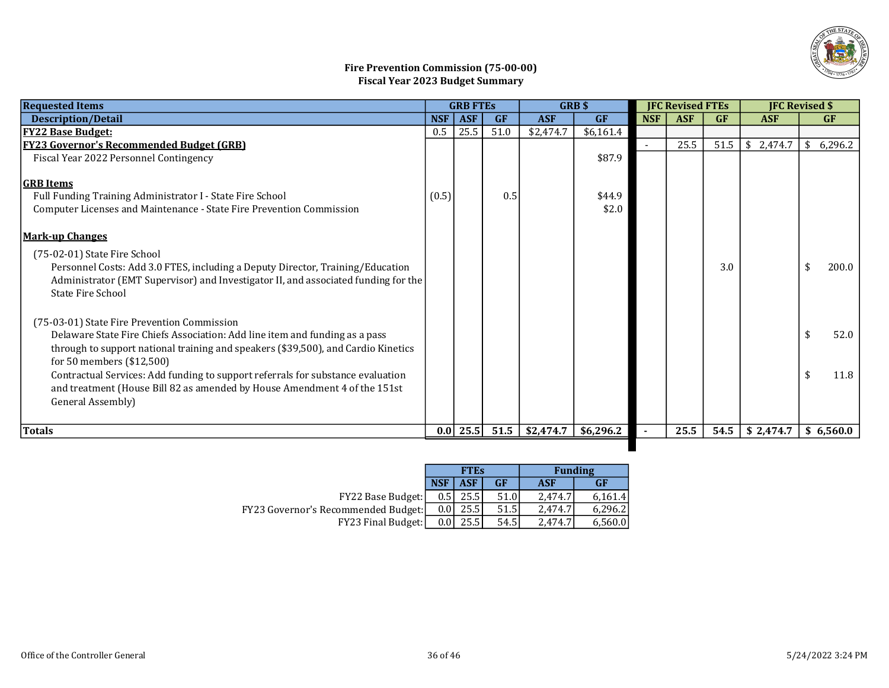## Fire Prevention Commission (75-00-00)
## Fiscal Year 2023 Budget Summary

| Requested Items | GRB FTEs | | | GRB $ | | JFC Revised FTEs | | | JFC Revised $ | |
|---|---|---|---|---|---|---|---|---|---|---|
| **Description/Detail** | **NSF** | **ASF** | **GF** | **ASF** | **GF** | **NSF** | **ASF** | **GF** | **ASF** | **GF** |
| **FY22 Base Budget:** | 0.5 | 25.5 | 51.0 | $2,474.7 | $6,161.4 | | | | | |
| **FY23 Governor's Recommended Budget (GRB)** | | | | | | - | 25.5 | 51.5 | $ 2,474.7 | $ 6,296.2 |
| Fiscal Year 2022 Personnel Contingency | | | | | $87.9 | | | | | |
| **GRB Items** | | | | | | | | | | |
| Full Funding Training Administrator I - State Fire School | (0.5) | | 0.5 | | $44.9 | | | | | |
| Computer Licenses and Maintenance - State Fire Prevention Commission | | | | | $2.0 | | | | | |
| **Mark-up Changes** | | | | | | | | | | |
| (75-02-01) State Fire School | | | | | | | | | | |
| Personnel Costs: Add 3.0 FTES, including a Deputy Director, Training/Education Administrator (EMT Supervisor) and Investigator II, and associated funding for the State Fire School | | | | | | | | 3.0 | | $ 200.0 |
| (75-03-01) State Fire Prevention Commission | | | | | | | | | | |
| Delaware State Fire Chiefs Association: Add line item and funding as a pass through to support national training and speakers ($39,500), and Cardio Kinetics for 50 members ($12,500) | | | | | | | | | | $ 52.0 |
| Contractual Services: Add funding to support referrals for substance evaluation and treatment (House Bill 82 as amended by House Amendment 4 of the 151st General Assembly) | | | | | | | | | | $ 11.8 |
| **Totals** | **0.0** | **25.5** | **51.5** | **$2,474.7** | **$6,296.2** | **-** | **25.5** | **54.5** | **$ 2,474.7** | **$ 6,560.0** |

| | FTEs | | | Funding | |
|---|---|---|---|---|---|
| | **NSF** | **ASF** | **GF** | **ASF** | **GF** |
| FY22 Base Budget: | 0.5 | 25.5 | 51.0 | 2,474.7 | 6,161.4 |
| FY23 Governor's Recommended Budget: | 0.0 | 25.5 | 51.5 | 2,474.7 | 6,296.2 |
| FY23 Final Budget: | 0.0 | 25.5 | 54.5 | 2,474.7 | 6,560.0 |

Office of the Controller General | 5/24/2022 3:24 PM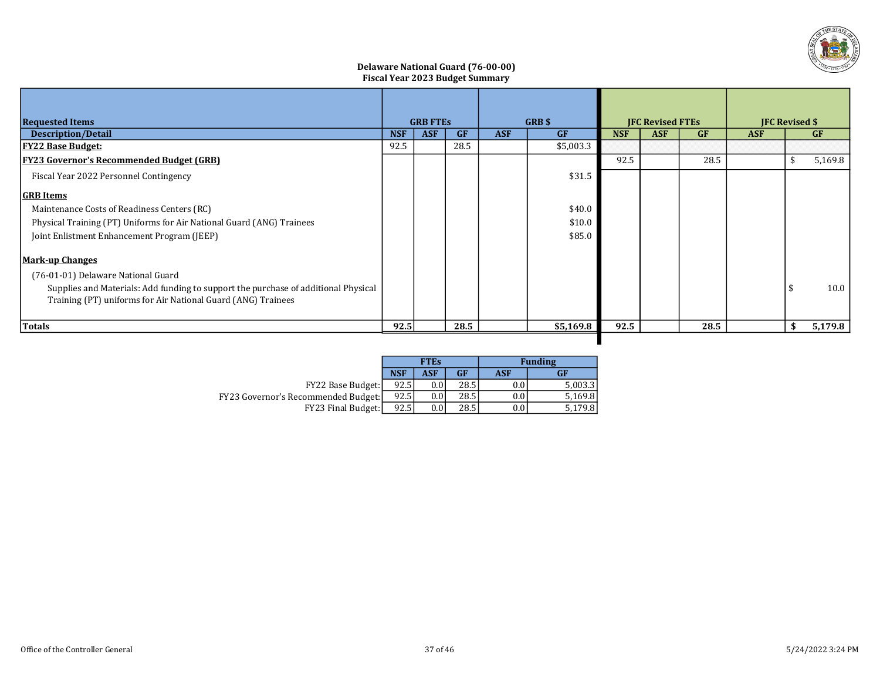**Delaware National Guard (76-00-00)**
**Fiscal Year 2023 Budget Summary**

| Requested Items | GRB FTEs | | | GRB $ | | JFC Revised FTEs | | | JFC Revised $ | |
|---|---|---|---|---|---|---|---|---|---|---|
| **Description/Detail** | **NSF** | **ASF** | **GF** | **ASF** | **GF** | **NSF** | **ASF** | **GF** | **ASF** | **GF** |
| **FY22 Base Budget:** | 92.5 | | 28.5 | | $5,003.3 | | | | | |
| **FY23 Governor's Recommended Budget (GRB)** | | | | | | 92.5 | | 28.5 | | $ 5,169.8 |
| Fiscal Year 2022 Personnel Contingency | | | | | $31.5 | | | | | |
| **GRB Items** | | | | | | | | | | |
| Maintenance Costs of Readiness Centers (RC) | | | | | $40.0 | | | | | |
| Physical Training (PT) Uniforms for Air National Guard (ANG) Trainees | | | | | $10.0 | | | | | |
| Joint Enlistment Enhancement Program (JEEP) | | | | | $85.0 | | | | | |
| **Mark-up Changes** | | | | | | | | | | |
| (76-01-01) Delaware National Guard | | | | | | | | | | |
| Supplies and Materials: Add funding to support the purchase of additional Physical Training (PT) uniforms for Air National Guard (ANG) Trainees | | | | | | | | | | $ 10.0 |
| **Totals** | **92.5** | | **28.5** | | **$5,169.8** | **92.5** | | **28.5** | | **$ 5,179.8** |

| | FTEs | | | Funding | |
|---|---|---|---|---|---|
| | **NSF** | **ASF** | **GF** | **ASF** | **GF** |
| FY22 Base Budget: | 92.5 | 0.0 | 28.5 | 0.0 | 5,003.3 |
| FY23 Governor's Recommended Budget: | 92.5 | 0.0 | 28.5 | 0.0 | 5,169.8 |
| FY23 Final Budget: | 92.5 | 0.0 | 28.5 | 0.0 | 5,179.8 |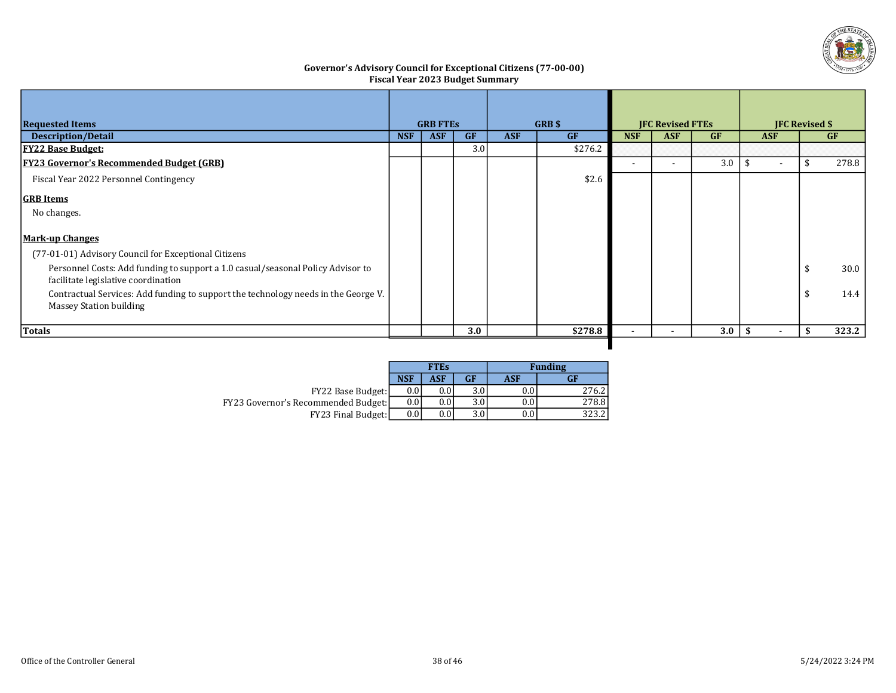**Governor's Advisory Council for Exceptional Citizens (77-00-00)**
**Fiscal Year 2023 Budget Summary**

| Requested Items | GRB FTEs | | | GRB $ | | JFC Revised FTEs | | | JFC Revised $ | |
|---|---|---|---|---|---|---|---|---|---|---|
| **Description/Detail** | **NSF** | **ASF** | **GF** | **ASF** | **GF** | **NSF** | **ASF** | **GF** | **ASF** | **GF** |
| **FY22 Base Budget:** | | | 3.0 | | $276.2 | | | | | |
| **FY23 Governor's Recommended Budget (GRB)** | | | | | | - | - | 3.0 | $ - | $ 278.8 |
| Fiscal Year 2022 Personnel Contingency | | | | | $2.6 | | | | | |
| **GRB Items** | | | | | | | | | | |
| No changes. | | | | | | | | | | |
| **Mark-up Changes** | | | | | | | | | | |
| (77-01-01) Advisory Council for Exceptional Citizens | | | | | | | | | | |
| Personnel Costs: Add funding to support a 1.0 casual/seasonal Policy Advisor to facilitate legislative coordination | | | | | | | | | | $ 30.0 |
| Contractual Services: Add funding to support the technology needs in the George V. Massey Station building | | | | | | | | | | $ 14.4 |
| **Totals** | | | **3.0** | | **$278.8** | **-** | **-** | **3.0** | **$ -** | **$ 323.2** |

| | FTEs | | | Funding | |
|---|---|---|---|---|---|
| | **NSF** | **ASF** | **GF** | **ASF** | **GF** |
| FY22 Base Budget: | 0.0 | 0.0 | 3.0 | 0.0 | 276.2 |
| FY23 Governor's Recommended Budget: | 0.0 | 0.0 | 3.0 | 0.0 | 278.8 |
| FY23 Final Budget: | 0.0 | 0.0 | 3.0 | 0.0 | 323.2 |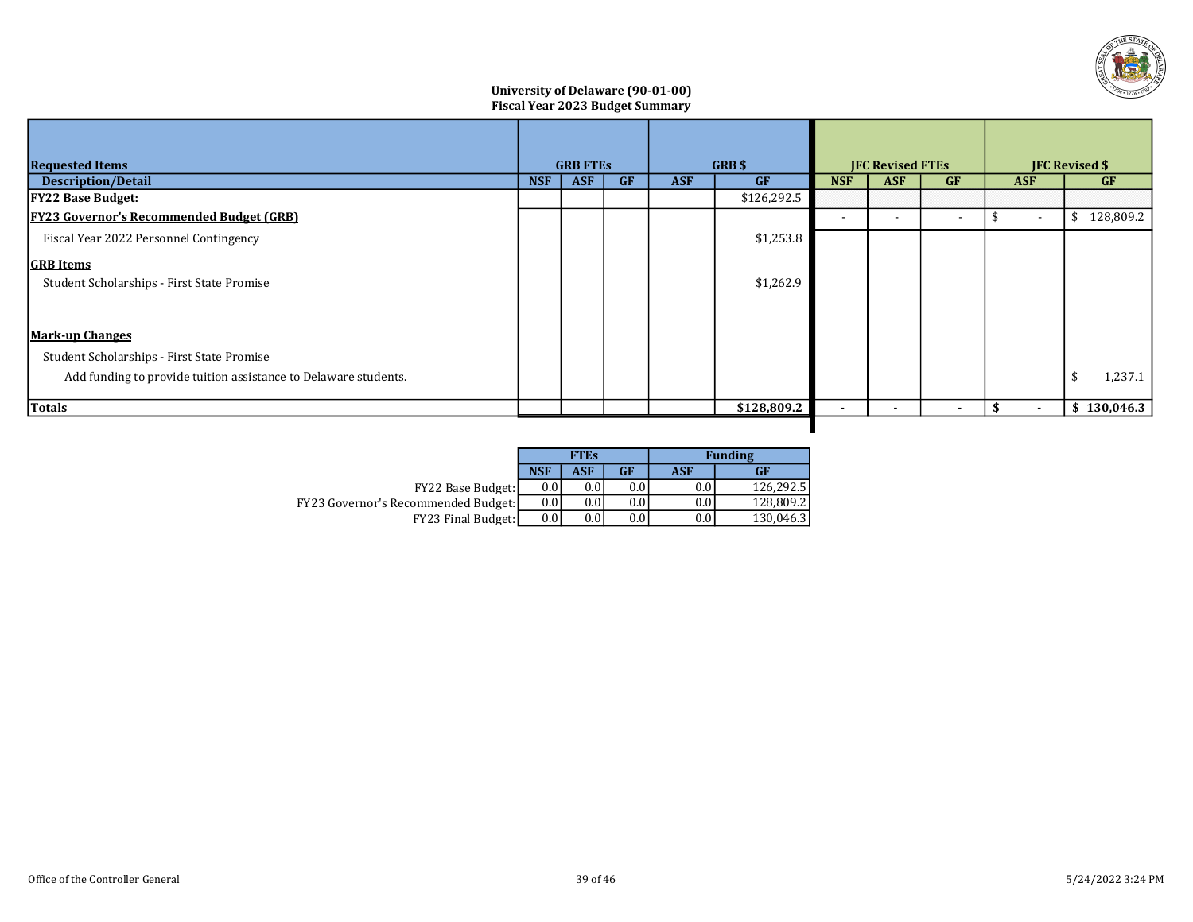# University of Delaware (90-01-00)
## Fiscal Year 2023 Budget Summary

| Requested Items | GRB FTEs | | | GRB $ | | JFC Revised FTEs | | | JFC Revised $ | |
|---|---|---|---|---|---|---|---|---|---|---|
| **Description/Detail** | **NSF** | **ASF** | **GF** | **ASF** | **GF** | **NSF** | **ASF** | **GF** | **ASF** | **GF** |
| **FY22 Base Budget:** | | | | | $126,292.5 | | | | | |
| **FY23 Governor's Recommended Budget (GRB)** | | | | | | - | - | - | $ - | $ 128,809.2 |
| Fiscal Year 2022 Personnel Contingency | | | | | $1,253.8 | | | | | |
| **GRB Items** | | | | | | | | | | |
| Student Scholarships - First State Promise | | | | | $1,262.9 | | | | | |
| **Mark-up Changes** | | | | | | | | | | |
| Student Scholarships - First State Promise | | | | | | | | | | |
| Add funding to provide tuition assistance to Delaware students. | | | | | | | | | | $ 1,237.1 |
| **Totals** | | | | | **$128,809.2** | **-** | **-** | **-** | **$ -** | **$ 130,046.3** |

| | FTEs | | | Funding | |
|---|---|---|---|---|---|
| | **NSF** | **ASF** | **GF** | **ASF** | **GF** |
| FY22 Base Budget: | 0.0 | 0.0 | 0.0 | 0.0 | 126,292.5 |
| FY23 Governor's Recommended Budget: | 0.0 | 0.0 | 0.0 | 0.0 | 128,809.2 |
| FY23 Final Budget: | 0.0 | 0.0 | 0.0 | 0.0 | 130,046.3 |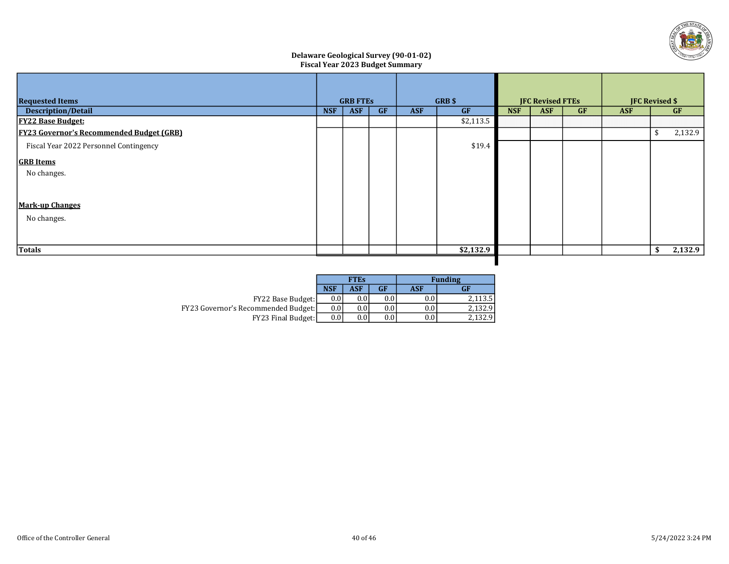## Delaware Geological Survey (90-01-02)
### Fiscal Year 2023 Budget Summary

| Requested Items | GRB FTEs | | | GRB $ | | JFC Revised FTEs | | | JFC Revised $ | |
|---|---|---|---|---|---|---|---|---|---|---|
| **Description/Detail** | **NSF** | **ASF** | **GF** | **ASF** | **GF** | **NSF** | **ASF** | **GF** | **ASF** | **GF** |
| **FY22 Base Budget:** | | | | | $2,113.5 | | | | | |
| **FY23 Governor's Recommended Budget (GRB)** | | | | | | | | | | $ 2,132.9 |
| Fiscal Year 2022 Personnel Contingency | | | | | $19.4 | | | | | |
| **GRB Items** | | | | | | | | | | |
| No changes. | | | | | | | | | | |
| **Mark-up Changes** | | | | | | | | | | |
| No changes. | | | | | | | | | | |
| **Totals** | | | | | **$2,132.9** | | | | | **$ 2,132.9** |

| | FTEs | | | Funding | |
|---|---|---|---|---|---|
| | **NSF** | **ASF** | **GF** | **ASF** | **GF** |
| FY22 Base Budget: | 0.0 | 0.0 | 0.0 | 0.0 | 2,113.5 |
| FY23 Governor's Recommended Budget: | 0.0 | 0.0 | 0.0 | 0.0 | 2,132.9 |
| FY23 Final Budget: | 0.0 | 0.0 | 0.0 | 0.0 | 2,132.9 |

Office of the Controller General

5/24/2022 3:24 PM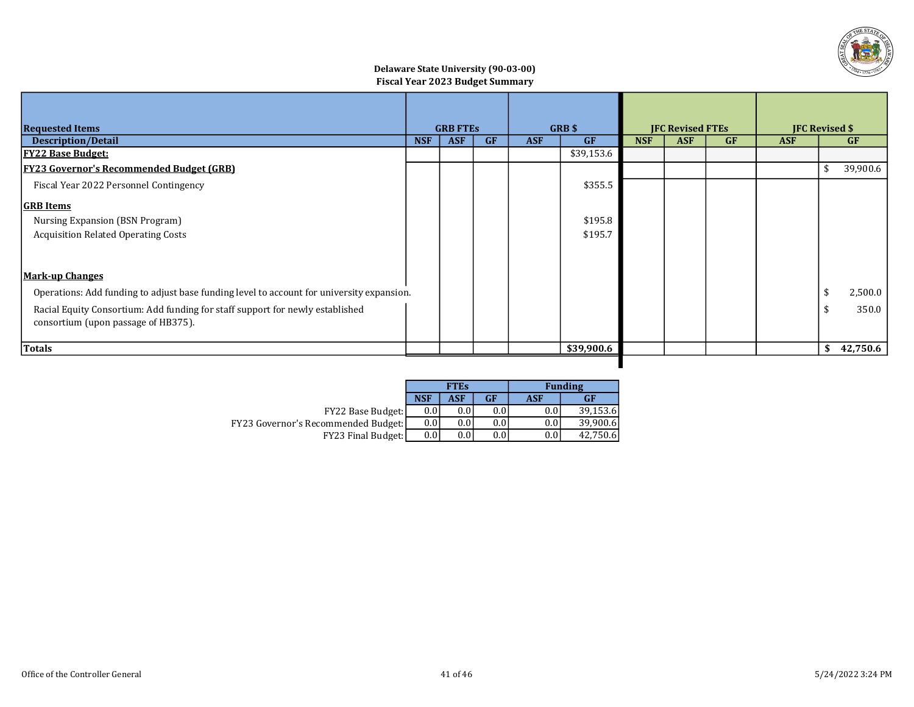**Delaware State University (90-03-00)**
**Fiscal Year 2023 Budget Summary**

| Requested Items | GRB FTEs | | | GRB $ | | JFC Revised FTEs | | | JFC Revised $ | |
|---|---|---|---|---|---|---|---|---|---|---|
| **Description/Detail** | **NSF** | **ASF** | **GF** | **ASF** | **GF** | **NSF** | **ASF** | **GF** | **ASF** | **GF** |
| **FY22 Base Budget:** | | | | | $39,153.6 | | | | | |
| **FY23 Governor's Recommended Budget (GRB)** | | | | | | | | | | $ 39,900.6 |
| Fiscal Year 2022 Personnel Contingency | | | | | $355.5 | | | | | |
| **GRB Items** | | | | | | | | | | |
| Nursing Expansion (BSN Program) | | | | | $195.8 | | | | | |
| Acquisition Related Operating Costs | | | | | $195.7 | | | | | |
| **Mark-up Changes** | | | | | | | | | | |
| Operations: Add funding to adjust base funding level to account for university expansion. | | | | | | | | | | $ 2,500.0 |
| Racial Equity Consortium: Add funding for staff support for newly established consortium (upon passage of HB375). | | | | | | | | | | $ 350.0 |
| **Totals** | | | | | **$39,900.6** | | | | | **$ 42,750.6** |

| | FTEs | | | Funding | |
|---|---|---|---|---|---|
| | **NSF** | **ASF** | **GF** | **ASF** | **GF** |
| FY22 Base Budget: | 0.0 | 0.0 | 0.0 | 0.0 | 39,153.6 |
| FY23 Governor's Recommended Budget: | 0.0 | 0.0 | 0.0 | 0.0 | 39,900.6 |
| FY23 Final Budget: | 0.0 | 0.0 | 0.0 | 0.0 | 42,750.6 |

Office of the Controller General

5/24/2022 3:24 PM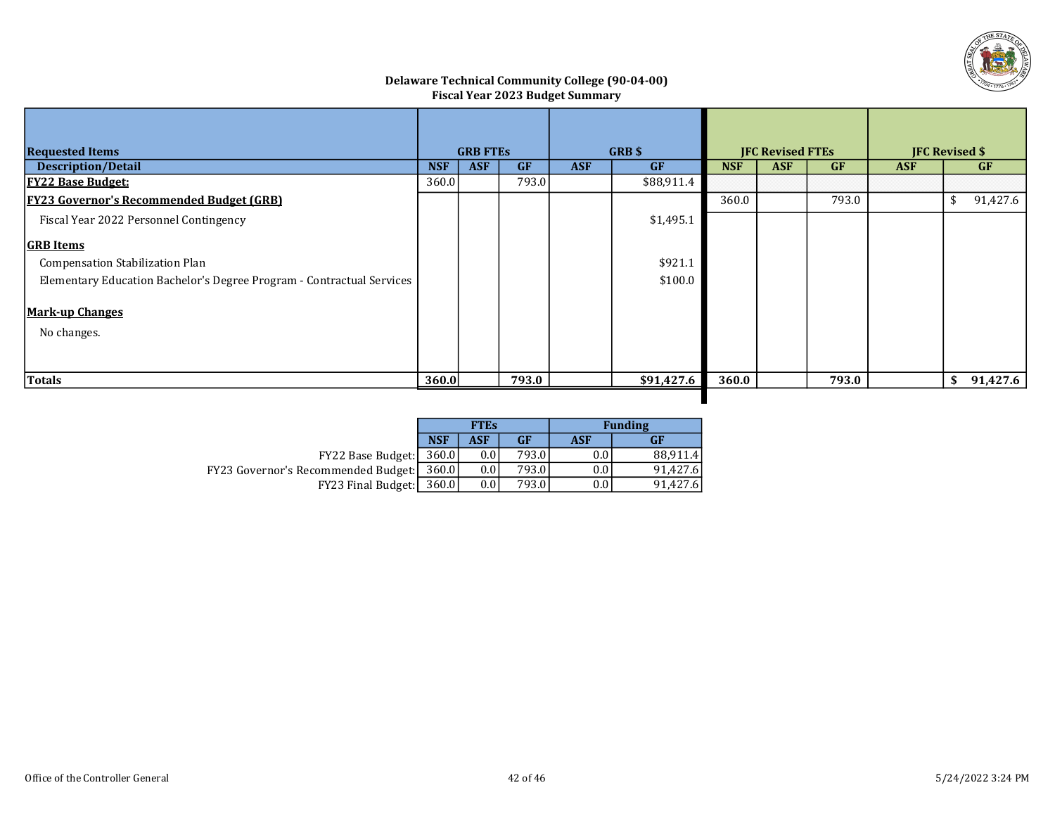**Delaware Technical Community College (90-04-00)**
**Fiscal Year 2023 Budget Summary**

| Requested Items | GRB FTEs | | | GRB $ | | JFC Revised FTEs | | | JFC Revised $ | |
|---|---|---|---|---|---|---|---|---|---|---|
| **Description/Detail** | **NSF** | **ASF** | **GF** | **ASF** | **GF** | **NSF** | **ASF** | **GF** | **ASF** | **GF** |
| **FY22 Base Budget:** | 360.0 | | 793.0 | | $88,911.4 | | | | | |
| **FY23 Governor's Recommended Budget (GRB)** | | | | | | 360.0 | | 793.0 | | $ 91,427.6 |
| Fiscal Year 2022 Personnel Contingency | | | | | $1,495.1 | | | | | |
| **GRB Items** | | | | | | | | | | |
| Compensation Stabilization Plan | | | | | $921.1 | | | | | |
| Elementary Education Bachelor's Degree Program - Contractual Services | | | | | $100.0 | | | | | |
| **Mark-up Changes** | | | | | | | | | | |
| No changes. | | | | | | | | | | |
| **Totals** | **360.0** | | **793.0** | | **$91,427.6** | **360.0** | | **793.0** | | **$ 91,427.6** |

| | FTEs | | | Funding | |
|---|---|---|---|---|---|
| | **NSF** | **ASF** | **GF** | **ASF** | **GF** |
| FY22 Base Budget: | 360.0 | 0.0 | 793.0 | 0.0 | 88,911.4 |
| FY23 Governor's Recommended Budget: | 360.0 | 0.0 | 793.0 | 0.0 | 91,427.6 |
| FY23 Final Budget: | 360.0 | 0.0 | 793.0 | 0.0 | 91,427.6 |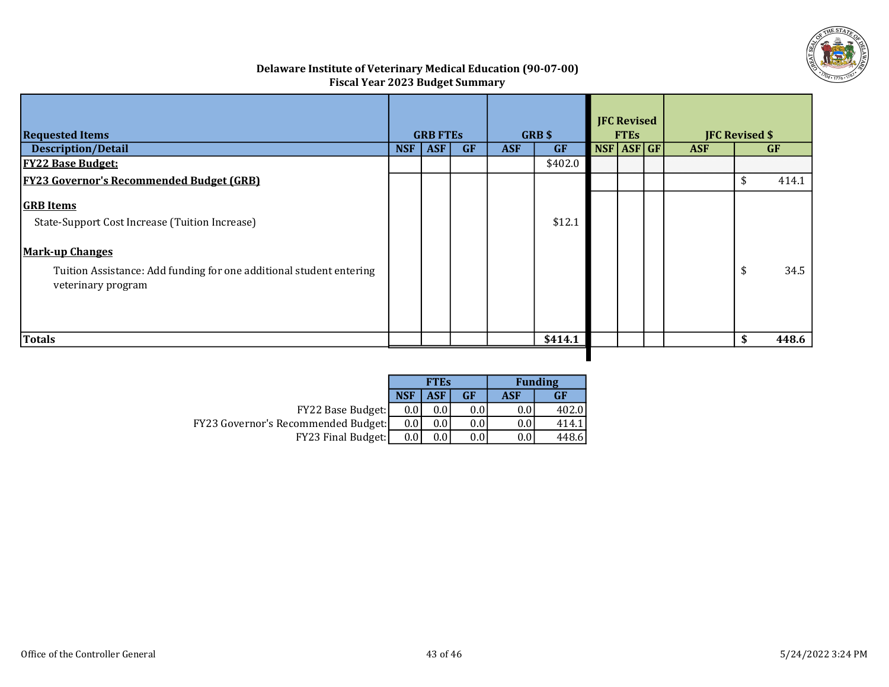## Delaware Institute of Veterinary Medical Education (90-07-00)
### Fiscal Year 2023 Budget Summary

| Requested Items | GRB FTEs | | | GRB $ | | JFC Revised FTEs | | | JFC Revised $ | |
|---|---|---|---|---|---|---|---|---|---|---|
| **Description/Detail** | **NSF** | **ASF** | **GF** | **ASF** | **GF** | **NSF** | **ASF** | **GF** | **ASF** | **GF** |
| **FY22 Base Budget:** | | | | | $402.0 | | | | | |
| **FY23 Governor's Recommended Budget (GRB)** | | | | | | | | | | $ 414.1 |
| **GRB Items** | | | | | | | | | | |
| State-Support Cost Increase (Tuition Increase) | | | | | $12.1 | | | | | |
| **Mark-up Changes** | | | | | | | | | | |
| Tuition Assistance: Add funding for one additional student entering veterinary program | | | | | | | | | | $ 34.5 |
| **Totals** | | | | | **$414.1** | | | | | **$ 448.6** |

| | FTEs | | | Funding | |
|---|---|---|---|---|---|
| | **NSF** | **ASF** | **GF** | **ASF** | **GF** |
| FY22 Base Budget: | 0.0 | 0.0 | 0.0 | 0.0 | 402.0 |
| FY23 Governor's Recommended Budget: | 0.0 | 0.0 | 0.0 | 0.0 | 414.1 |
| FY23 Final Budget: | 0.0 | 0.0 | 0.0 | 0.0 | 448.6 |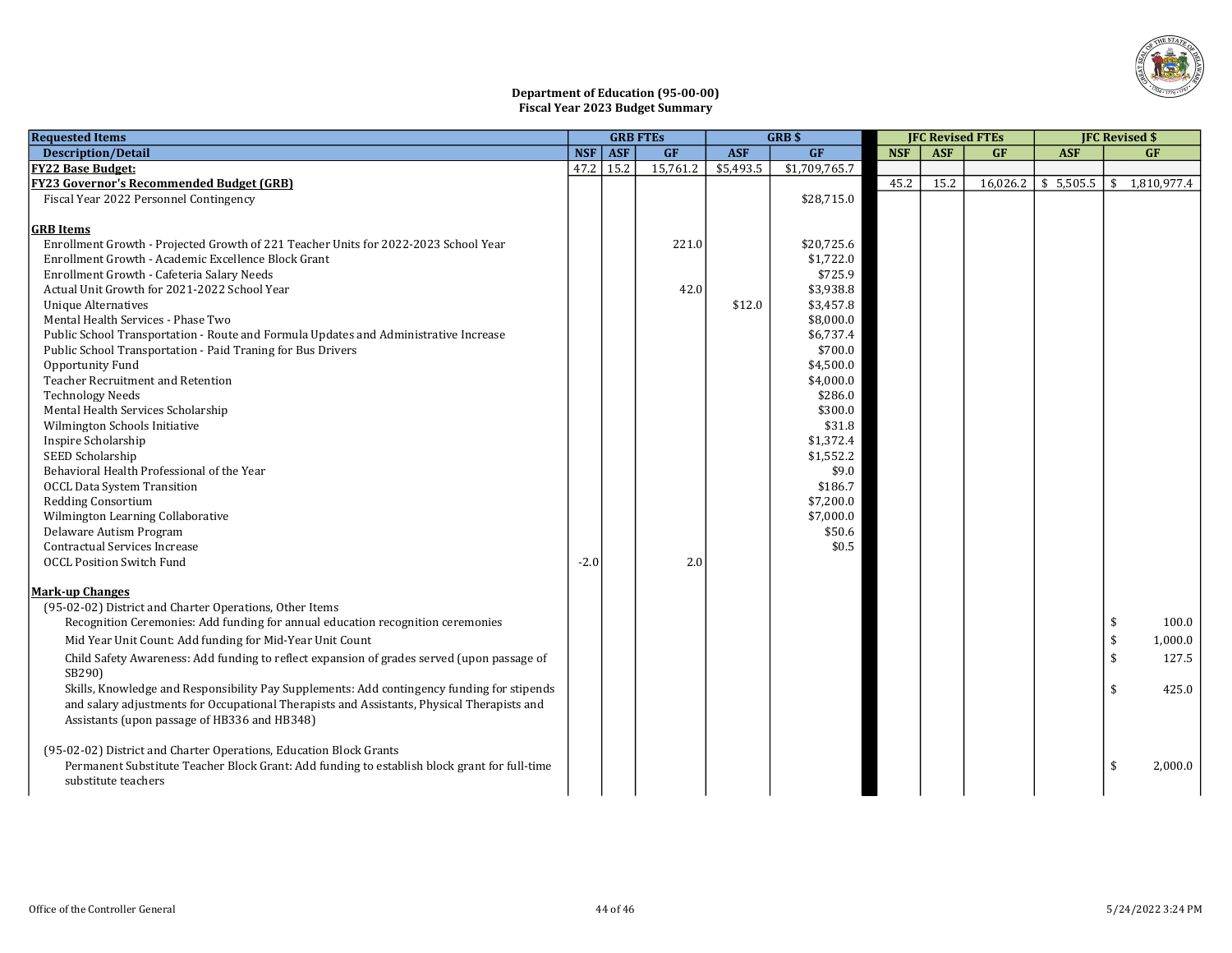**Department of Education (95-00-00)**
**Fiscal Year 2023 Budget Summary**

| Requested Items | GRB FTEs | | | GRB $ | | JFC Revised FTEs | | | JFC Revised $ | |
|---|---|---|---|---|---|---|---|---|---|---|
| Description/Detail | NSF | ASF | GF | ASF | GF | NSF | ASF | GF | ASF | GF |
| **FY22 Base Budget:** | 47.2 | 15.2 | 15,761.2 | $5,493.5 | $1,709,765.7 | | | | | |
| **FY23 Governor's Recommended Budget (GRB)** | | | | | | 45.2 | 15.2 | 16,026.2 | $ 5,505.5 | $ 1,810,977.4 |
| Fiscal Year 2022 Personnel Contingency | | | | | $28,715.0 | | | | | |
| **GRB Items** | | | | | | | | | | |
| Enrollment Growth - Projected Growth of 221 Teacher Units for 2022-2023 School Year | | | 221.0 | | $20,725.6 | | | | | |
| Enrollment Growth - Academic Excellence Block Grant | | | | | $1,722.0 | | | | | |
| Enrollment Growth - Cafeteria Salary Needs | | | | | $725.9 | | | | | |
| Actual Unit Growth for 2021-2022 School Year | | | 42.0 | | $3,938.8 | | | | | |
| Unique Alternatives | | | | $12.0 | $3,457.8 | | | | | |
| Mental Health Services - Phase Two | | | | | $8,000.0 | | | | | |
| Public School Transportation - Route and Formula Updates and Administrative Increase | | | | | $6,737.4 | | | | | |
| Public School Transportation - Paid Traning for Bus Drivers | | | | | $700.0 | | | | | |
| Opportunity Fund | | | | | $4,500.0 | | | | | |
| Teacher Recruitment and Retention | | | | | $4,000.0 | | | | | |
| Technology Needs | | | | | $286.0 | | | | | |
| Mental Health Services Scholarship | | | | | $300.0 | | | | | |
| Wilmington Schools Initiative | | | | | $31.8 | | | | | |
| Inspire Scholarship | | | | | $1,372.4 | | | | | |
| SEED Scholarship | | | | | $1,552.2 | | | | | |
| Behavioral Health Professional of the Year | | | | | $9.0 | | | | | |
| OCCL Data System Transition | | | | | $186.7 | | | | | |
| Redding Consortium | | | | | $7,200.0 | | | | | |
| Wilmington Learning Collaborative | | | | | $7,000.0 | | | | | |
| Delaware Autism Program | | | | | $50.6 | | | | | |
| Contractual Services Increase | | | | | $0.5 | | | | | |
| OCCL Position Switch Fund | -2.0 | | 2.0 | | | | | | | |
| **Mark-up Changes** | | | | | | | | | | |
| (95-02-02) District and Charter Operations, Other Items | | | | | | | | | | |
| Recognition Ceremonies: Add funding for annual education recognition ceremonies | | | | | | | | | | $ 100.0 |
| Mid Year Unit Count: Add funding for Mid-Year Unit Count | | | | | | | | | | $ 1,000.0 |
| Child Safety Awareness: Add funding to reflect expansion of grades served (upon passage of SB290) | | | | | | | | | | $ 127.5 |
| Skills, Knowledge and Responsibility Pay Supplements: Add contingency funding for stipends and salary adjustments for Occupational Therapists and Assistants, Physical Therapists and Assistants (upon passage of HB336 and HB348) | | | | | | | | | | $ 425.0 |
| (95-02-02) District and Charter Operations, Education Block Grants | | | | | | | | | | |
| Permanent Substitute Teacher Block Grant: Add funding to establish block grant for full-time substitute teachers | | | | | | | | | | $ 2,000.0 |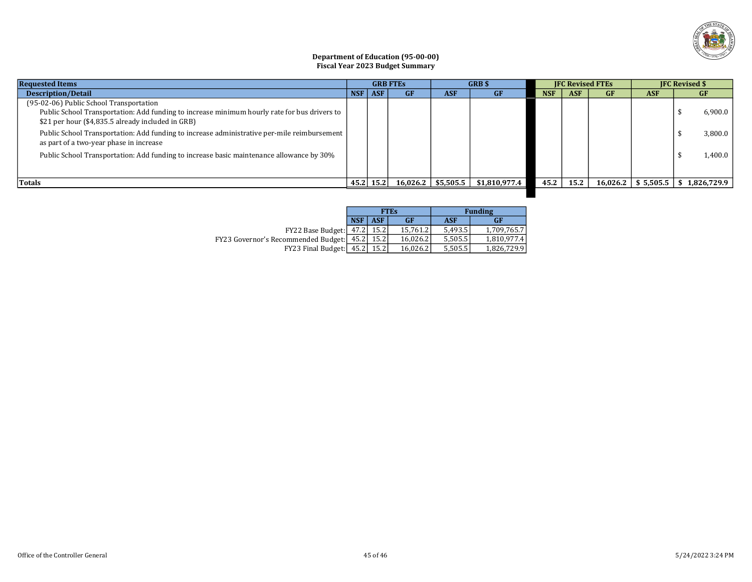**Department of Education (95-00-00)**
**Fiscal Year 2023 Budget Summary**

| Requested Items | GRB FTEs | | | GRB $ | | JFC Revised FTEs | | | JFC Revised $ | |
|---|---|---|---|---|---|---|---|---|---|---|
| Description/Detail | NSF | ASF | GF | ASF | GF | NSF | ASF | GF | ASF | GF |
| (95-02-06) Public School Transportation | | | | | | | | | | |
| Public School Transportation: Add funding to increase minimum hourly rate for bus drivers to $21 per hour ($4,835.5 already included in GRB) | | | | | | | | | | $ 6,900.0 |
| Public School Transportation: Add funding to increase administrative per-mile reimbursement as part of a two-year phase in increase | | | | | | | | | | $ 3,800.0 |
| Public School Transportation: Add funding to increase basic maintenance allowance by 30% | | | | | | | | | | $ 1,400.0 |
| **Totals** | **45.2** | **15.2** | **16,026.2** | **$5,505.5** | **$1,810,977.4** | **45.2** | **15.2** | **16,026.2** | **$ 5,505.5** | **$ 1,826,729.9** |

| | FTEs | | | Funding | |
|---|---|---|---|---|---|
| | NSF | ASF | GF | ASF | GF |
| FY22 Base Budget: | 47.2 | 15.2 | 15,761.2 | 5,493.5 | 1,709,765.7 |
| FY23 Governor's Recommended Budget: | 45.2 | 15.2 | 16,026.2 | 5,505.5 | 1,810,977.4 |
| FY23 Final Budget: | 45.2 | 15.2 | 16,026.2 | 5,505.5 | 1,826,729.9 |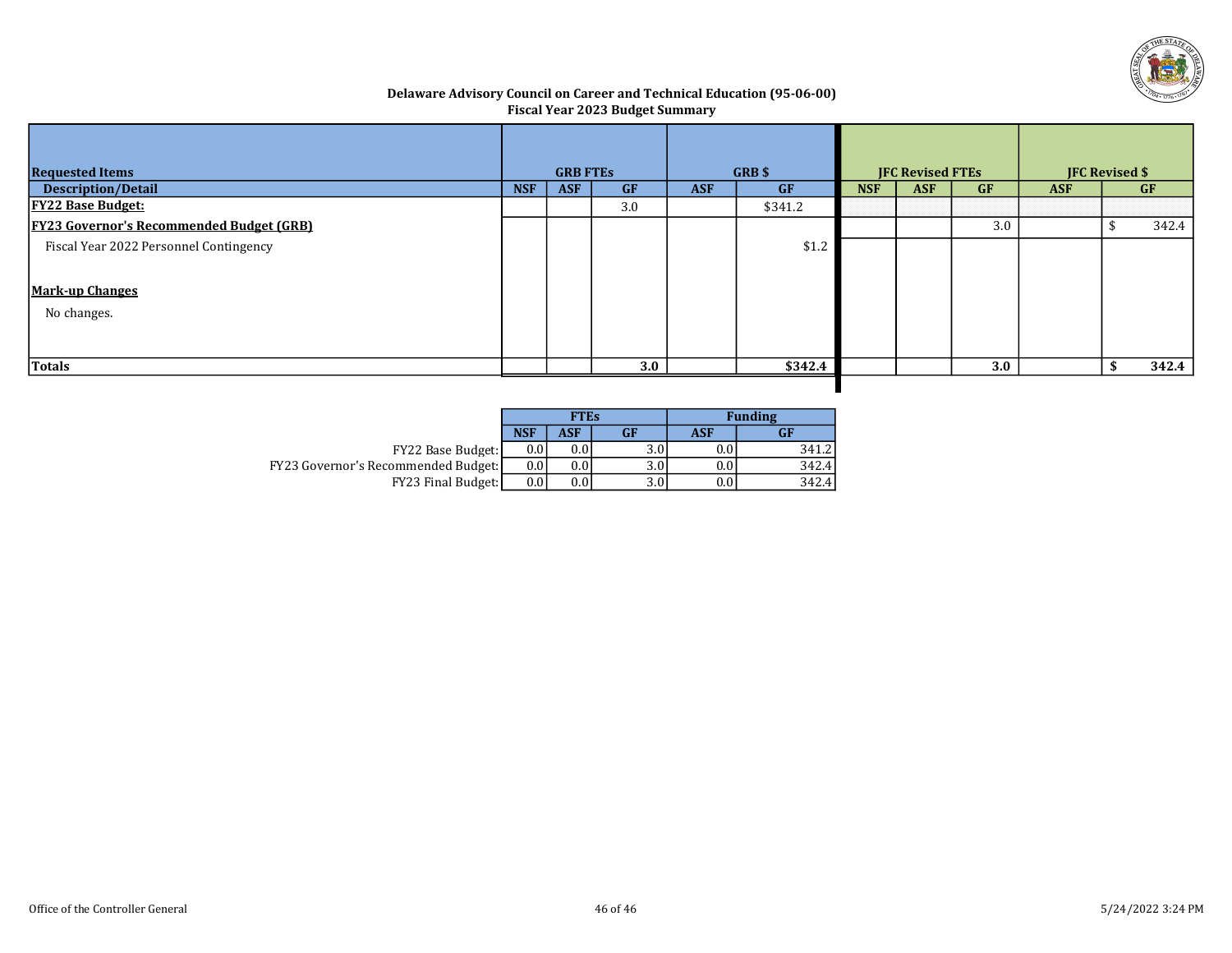## Delaware Advisory Council on Career and Technical Education (95-06-00)
### Fiscal Year 2023 Budget Summary

| Requested Items | GRB FTEs | | | GRB $ | | JFC Revised FTEs | | | JFC Revised $ | |
|---|---|---|---|---|---|---|---|---|---|---|
| **Description/Detail** | **NSF** | **ASF** | **GF** | **ASF** | **GF** | **NSF** | **ASF** | **GF** | **ASF** | **GF** |
| **FY22 Base Budget:** | | | 3.0 | | $341.2 | | | | | |
| **FY23 Governor's Recommended Budget (GRB)** | | | | | | | | 3.0 | | $ 342.4 |
| Fiscal Year 2022 Personnel Contingency | | | | | $1.2 | | | | | |
| **Mark-up Changes** | | | | | | | | | | |
| No changes. | | | | | | | | | | |
| **Totals** | | | **3.0** | | **$342.4** | | | **3.0** | | **$ 342.4** |

| | FTEs | | | Funding | |
|---|---|---|---|---|---|
| | **NSF** | **ASF** | **GF** | **ASF** | **GF** |
| FY22 Base Budget: | 0.0 | 0.0 | 3.0 | 0.0 | 341.2 |
| FY23 Governor's Recommended Budget: | 0.0 | 0.0 | 3.0 | 0.0 | 342.4 |
| FY23 Final Budget: | 0.0 | 0.0 | 3.0 | 0.0 | 342.4 |